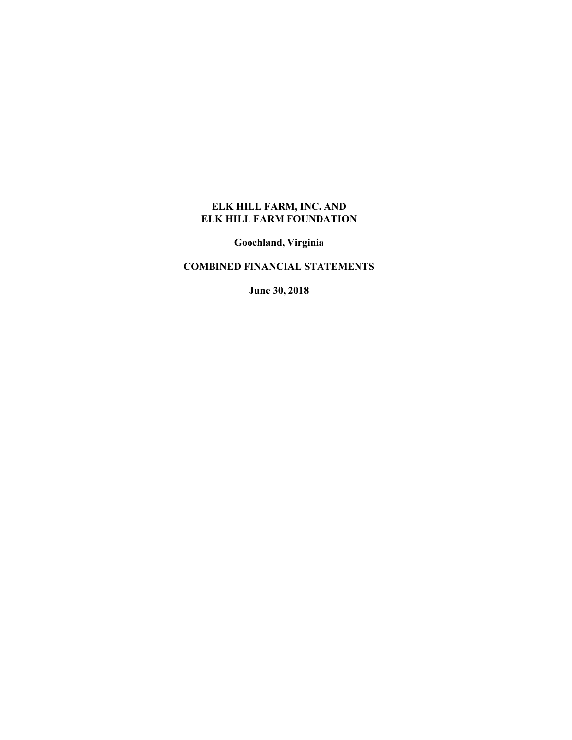# ELK HILL FARM, INC. AND ELK HILL FARM FOUNDATION

**Goochland, Virginia**

**COMBINED FINANCIAL STATEMENTS**

**June 30, 2018**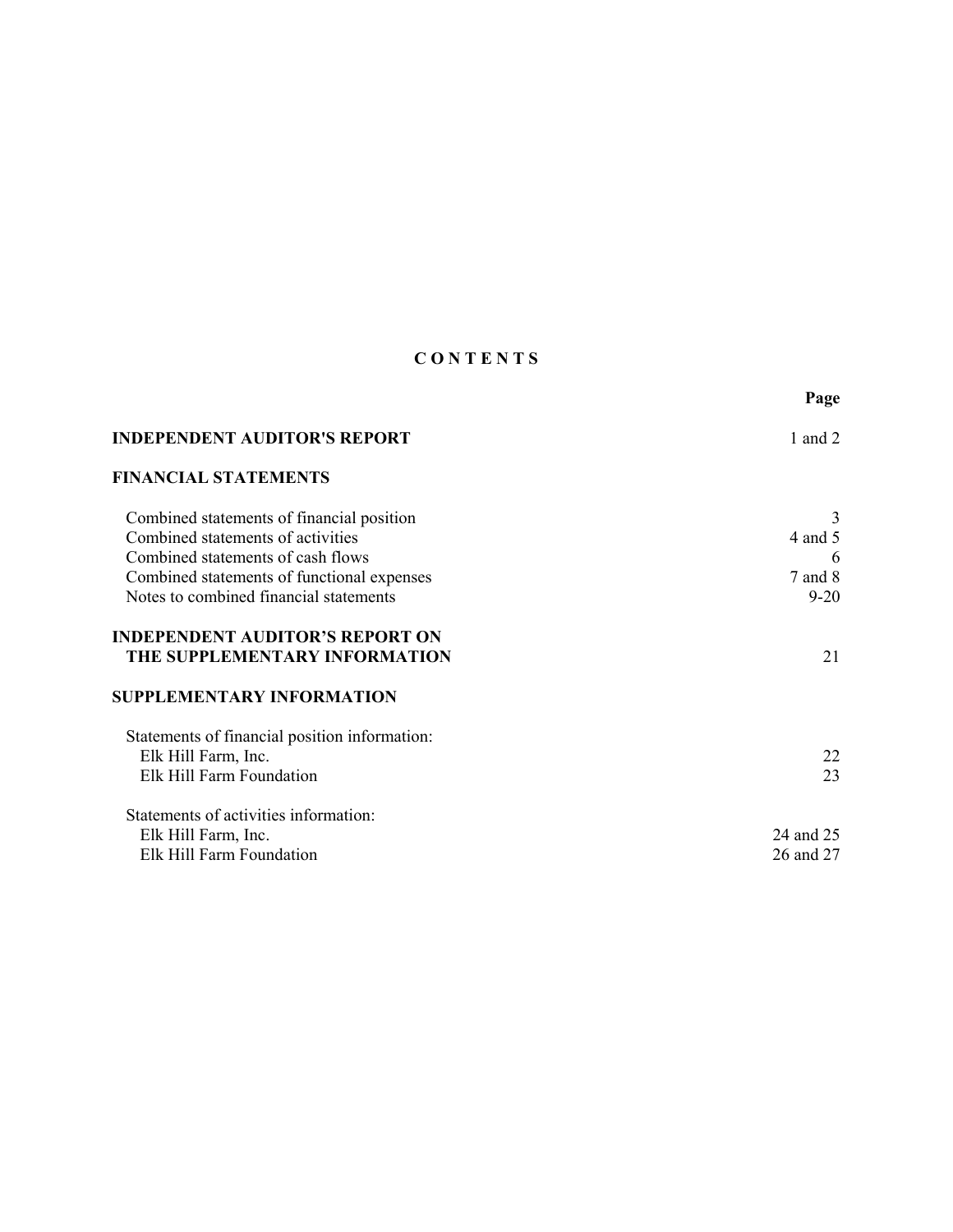# C O N T E N T S

| | Page |
|---|---|
| **INDEPENDENT AUDITOR'S REPORT** | 1 and 2 |
| **FINANCIAL STATEMENTS** | |
| Combined statements of financial position | 3 |
| Combined statements of activities | 4 and 5 |
| Combined statements of cash flows | 6 |
| Combined statements of functional expenses | 7 and 8 |
| Notes to combined financial statements | 9-20 |
| **INDEPENDENT AUDITOR'S REPORT ON THE SUPPLEMENTARY INFORMATION** | 21 |
| **SUPPLEMENTARY INFORMATION** | |
| Statements of financial position information: | |
| Elk Hill Farm, Inc. | 22 |
| Elk Hill Farm Foundation | 23 |
| Statements of activities information: | |
| Elk Hill Farm, Inc. | 24 and 25 |
| Elk Hill Farm Foundation | 26 and 27 |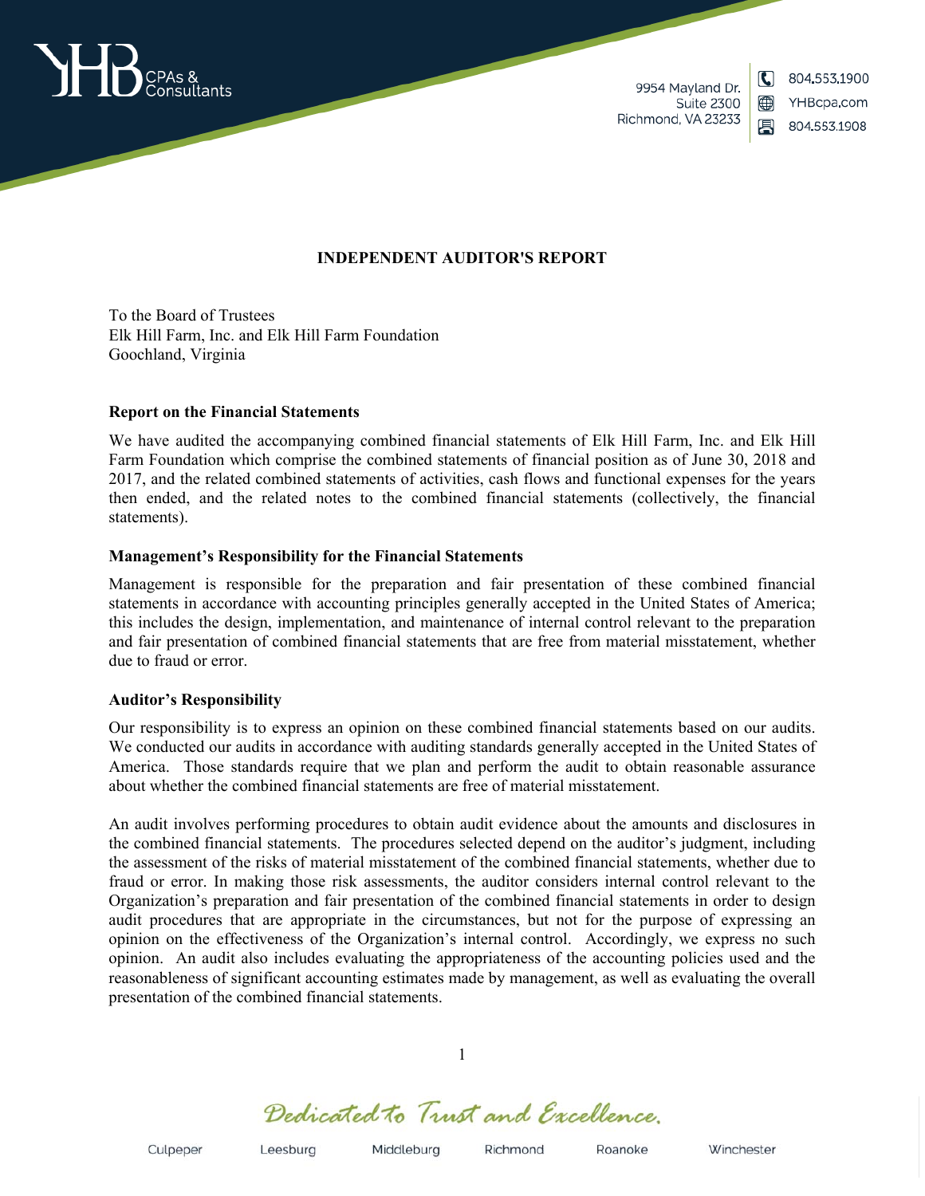# INDEPENDENT AUDITOR'S REPORT

To the Board of Trustees
Elk Hill Farm, Inc. and Elk Hill Farm Foundation
Goochland, Virginia

## Report on the Financial Statements

We have audited the accompanying combined financial statements of Elk Hill Farm, Inc. and Elk Hill Farm Foundation which comprise the combined statements of financial position as of June 30, 2018 and 2017, and the related combined statements of activities, cash flows and functional expenses for the years then ended, and the related notes to the combined financial statements (collectively, the financial statements).

## Management's Responsibility for the Financial Statements

Management is responsible for the preparation and fair presentation of these combined financial statements in accordance with accounting principles generally accepted in the United States of America; this includes the design, implementation, and maintenance of internal control relevant to the preparation and fair presentation of combined financial statements that are free from material misstatement, whether due to fraud or error.

## Auditor's Responsibility

Our responsibility is to express an opinion on these combined financial statements based on our audits. We conducted our audits in accordance with auditing standards generally accepted in the United States of America. Those standards require that we plan and perform the audit to obtain reasonable assurance about whether the combined financial statements are free of material misstatement.

An audit involves performing procedures to obtain audit evidence about the amounts and disclosures in the combined financial statements. The procedures selected depend on the auditor's judgment, including the assessment of the risks of material misstatement of the combined financial statements, whether due to fraud or error. In making those risk assessments, the auditor considers internal control relevant to the Organization's preparation and fair presentation of the combined financial statements in order to design audit procedures that are appropriate in the circumstances, but not for the purpose of expressing an opinion on the effectiveness of the Organization's internal control. Accordingly, we express no such opinion. An audit also includes evaluating the appropriateness of the accounting policies used and the reasonableness of significant accounting estimates made by management, as well as evaluating the overall presentation of the combined financial statements.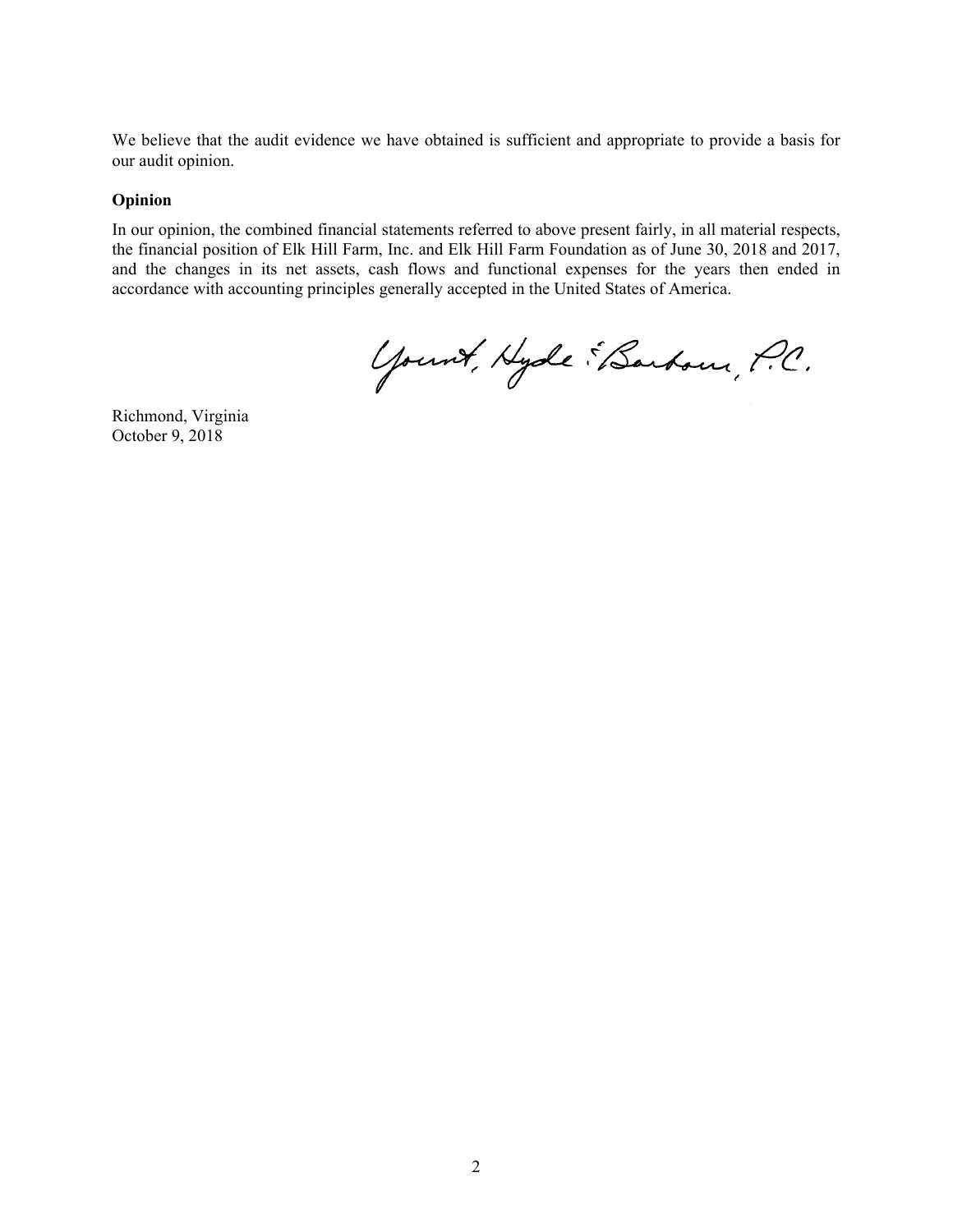We believe that the audit evidence we have obtained is sufficient and appropriate to provide a basis for our audit opinion.

**Opinion**

In our opinion, the combined financial statements referred to above present fairly, in all material respects, the financial position of Elk Hill Farm, Inc. and Elk Hill Farm Foundation as of June 30, 2018 and 2017, and the changes in its net assets, cash flows and functional expenses for the years then ended in accordance with accounting principles generally accepted in the United States of America.

Yount, Hyde & Barbour, P.C.

Richmond, Virginia
October 9, 2018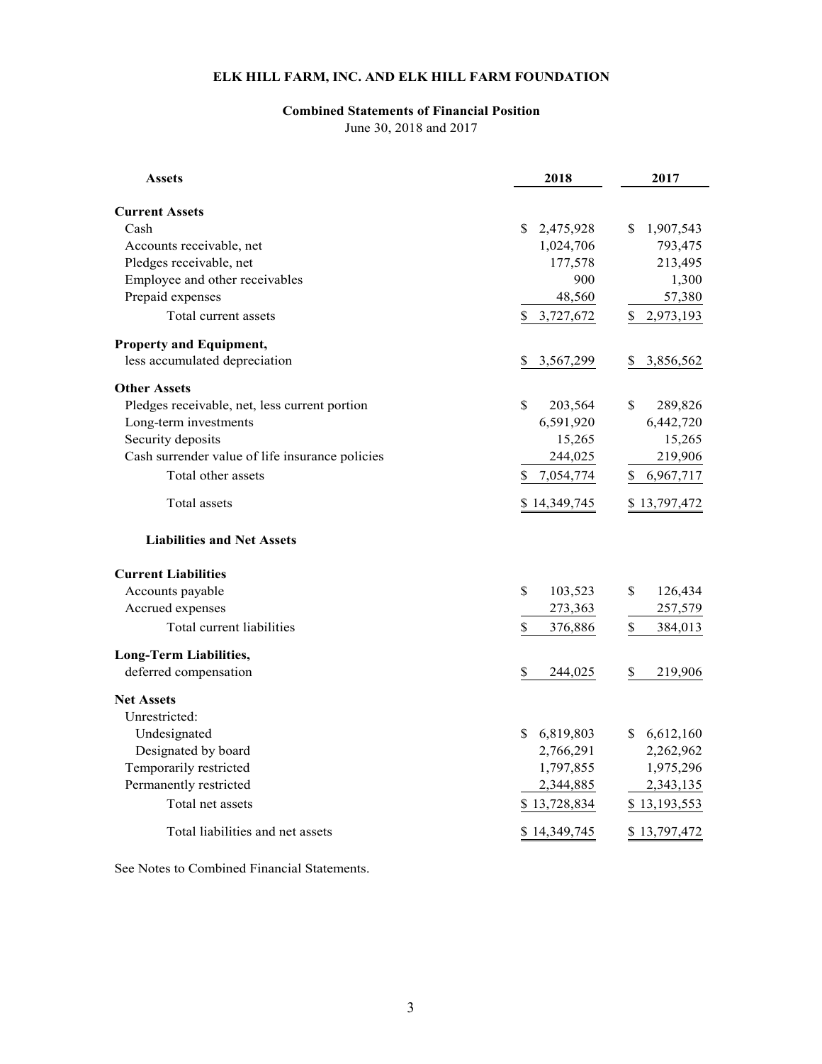# ELK HILL FARM, INC. AND ELK HILL FARM FOUNDATION

## Combined Statements of Financial Position

June 30, 2018 and 2017

| Assets | 2018 | 2017 |
|---|---|---|
| **Current Assets** | | |
| Cash | $ 2,475,928 | $ 1,907,543 |
| Accounts receivable, net | 1,024,706 | 793,475 |
| Pledges receivable, net | 177,578 | 213,495 |
| Employee and other receivables | 900 | 1,300 |
| Prepaid expenses | 48,560 | 57,380 |
| Total current assets | $ 3,727,672 | $ 2,973,193 |
| **Property and Equipment,** less accumulated depreciation | $ 3,567,299 | $ 3,856,562 |
| **Other Assets** | | |
| Pledges receivable, net, less current portion | $ 203,564 | $ 289,826 |
| Long-term investments | 6,591,920 | 6,442,720 |
| Security deposits | 15,265 | 15,265 |
| Cash surrender value of life insurance policies | 244,025 | 219,906 |
| Total other assets | $ 7,054,774 | $ 6,967,717 |
| Total assets | $ 14,349,745 | $ 13,797,472 |
| **Liabilities and Net Assets** | | |
| **Current Liabilities** | | |
| Accounts payable | $ 103,523 | $ 126,434 |
| Accrued expenses | 273,363 | 257,579 |
| Total current liabilities | $ 376,886 | $ 384,013 |
| **Long-Term Liabilities,** deferred compensation | $ 244,025 | $ 219,906 |
| **Net Assets** | | |
| Unrestricted: | | |
| Undesignated | $ 6,819,803 | $ 6,612,160 |
| Designated by board | 2,766,291 | 2,262,962 |
| Temporarily restricted | 1,797,855 | 1,975,296 |
| Permanently restricted | 2,344,885 | 2,343,135 |
| Total net assets | $ 13,728,834 | $ 13,193,553 |
| Total liabilities and net assets | $ 14,349,745 | $ 13,797,472 |

See Notes to Combined Financial Statements.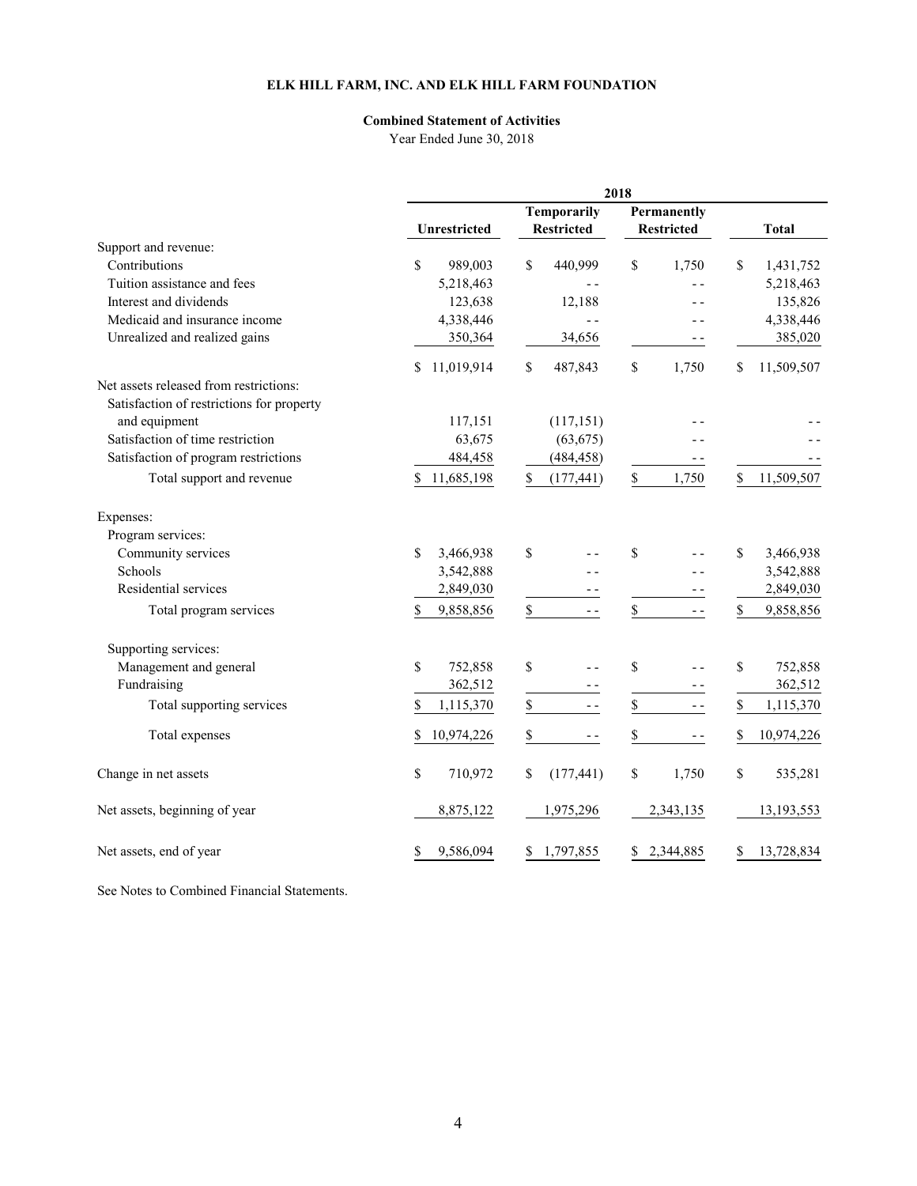# ELK HILL FARM, INC. AND ELK HILL FARM FOUNDATION

## Combined Statement of Activities

Year Ended June 30, 2018

| | 2018 | | | |
|---|---|---|---|---|
| | Unrestricted | Temporarily Restricted | Permanently Restricted | Total |
| Support and revenue: | | | | |
| Contributions | $ 989,003 | $ 440,999 | $ 1,750 | $ 1,431,752 |
| Tuition assistance and fees | 5,218,463 | - - | - - | 5,218,463 |
| Interest and dividends | 123,638 | 12,188 | - - | 135,826 |
| Medicaid and insurance income | 4,338,446 | - - | - - | 4,338,446 |
| Unrealized and realized gains | 350,364 | 34,656 | - - | 385,020 |
| | $ 11,019,914 | $ 487,843 | $ 1,750 | $ 11,509,507 |
| Net assets released from restrictions: | | | | |
| Satisfaction of restrictions for property and equipment | 117,151 | (117,151) | - - | - - |
| Satisfaction of time restriction | 63,675 | (63,675) | - - | - - |
| Satisfaction of program restrictions | 484,458 | (484,458) | - - | - - |
| Total support and revenue | $ 11,685,198 | $ (177,441) | $ 1,750 | $ 11,509,507 |
| Expenses: | | | | |
| Program services: | | | | |
| Community services | $ 3,466,938 | $ - - | $ - - | $ 3,466,938 |
| Schools | 3,542,888 | - - | - - | 3,542,888 |
| Residential services | 2,849,030 | - - | - - | 2,849,030 |
| Total program services | $ 9,858,856 | $ - - | $ - - | $ 9,858,856 |
| Supporting services: | | | | |
| Management and general | $ 752,858 | $ - - | $ - - | $ 752,858 |
| Fundraising | 362,512 | - - | - - | 362,512 |
| Total supporting services | $ 1,115,370 | $ - - | $ - - | $ 1,115,370 |
| Total expenses | $ 10,974,226 | $ - - | $ - - | $ 10,974,226 |
| Change in net assets | $ 710,972 | $ (177,441) | $ 1,750 | $ 535,281 |
| Net assets, beginning of year | 8,875,122 | 1,975,296 | 2,343,135 | 13,193,553 |
| Net assets, end of year | $ 9,586,094 | $ 1,797,855 | $ 2,344,885 | $ 13,728,834 |

See Notes to Combined Financial Statements.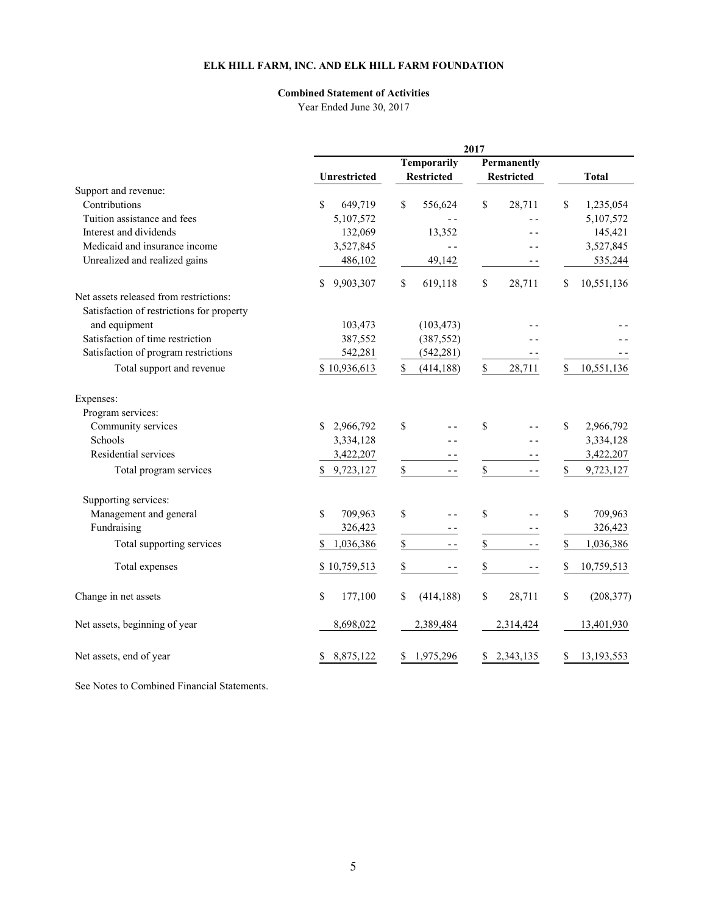# ELK HILL FARM, INC. AND ELK HILL FARM FOUNDATION

## Combined Statement of Activities

Year Ended June 30, 2017

| | 2017 | | | |
|---|---|---|---|---|
| | Unrestricted | Temporarily Restricted | Permanently Restricted | Total |
| Support and revenue: | | | | |
| Contributions | $ 649,719 | $ 556,624 | $ 28,711 | $ 1,235,054 |
| Tuition assistance and fees | 5,107,572 | - - | - - | 5,107,572 |
| Interest and dividends | 132,069 | 13,352 | - - | 145,421 |
| Medicaid and insurance income | 3,527,845 | - - | - - | 3,527,845 |
| Unrealized and realized gains | 486,102 | 49,142 | - - | 535,244 |
| | $ 9,903,307 | $ 619,118 | $ 28,711 | $ 10,551,136 |
| Net assets released from restrictions: | | | | |
| Satisfaction of restrictions for property and equipment | 103,473 | (103,473) | - - | - - |
| Satisfaction of time restriction | 387,552 | (387,552) | - - | - - |
| Satisfaction of program restrictions | 542,281 | (542,281) | - - | - - |
| Total support and revenue | $ 10,936,613 | $ (414,188) | $ 28,711 | $ 10,551,136 |
| Expenses: | | | | |
| Program services: | | | | |
| Community services | $ 2,966,792 | $ - - | $ - - | $ 2,966,792 |
| Schools | 3,334,128 | - - | - - | 3,334,128 |
| Residential services | 3,422,207 | - - | - - | 3,422,207 |
| Total program services | $ 9,723,127 | $ - - | $ - - | $ 9,723,127 |
| Supporting services: | | | | |
| Management and general | $ 709,963 | $ - - | $ - - | $ 709,963 |
| Fundraising | 326,423 | - - | - - | 326,423 |
| Total supporting services | $ 1,036,386 | $ - - | $ - - | $ 1,036,386 |
| Total expenses | $ 10,759,513 | $ - - | $ - - | $ 10,759,513 |
| Change in net assets | $ 177,100 | $ (414,188) | $ 28,711 | $ (208,377) |
| Net assets, beginning of year | 8,698,022 | 2,389,484 | 2,314,424 | 13,401,930 |
| Net assets, end of year | $ 8,875,122 | $ 1,975,296 | $ 2,343,135 | $ 13,193,553 |

See Notes to Combined Financial Statements.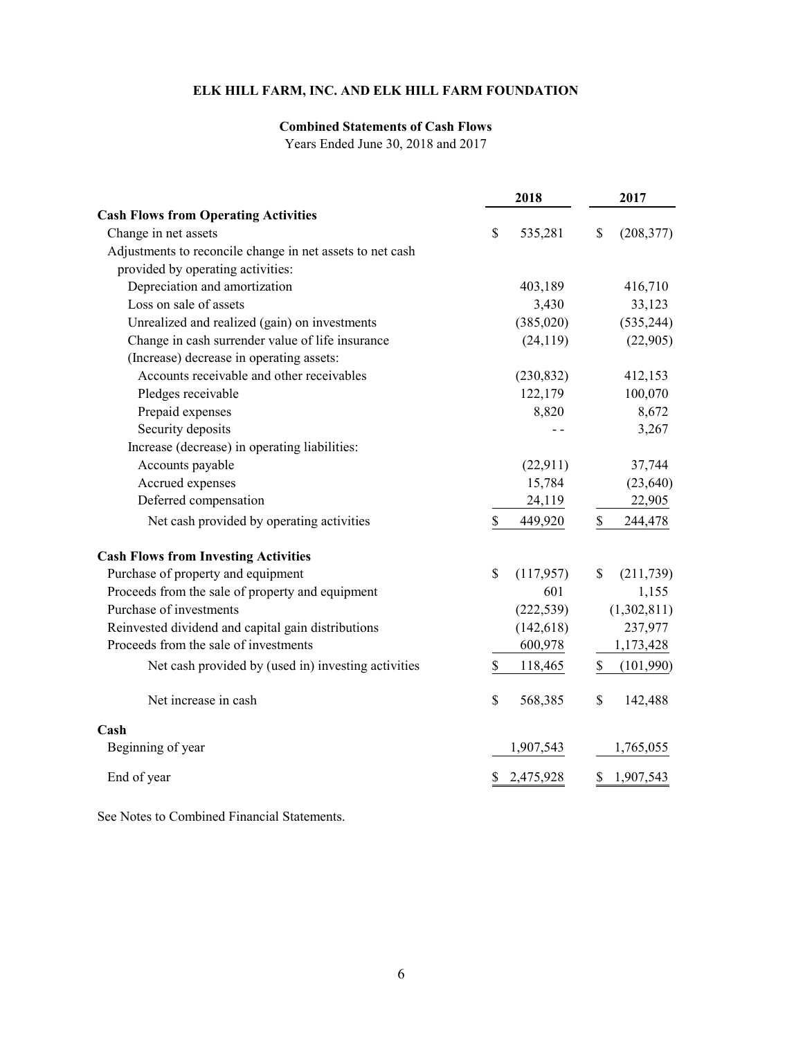# ELK HILL FARM, INC. AND ELK HILL FARM FOUNDATION

## Combined Statements of Cash Flows

Years Ended June 30, 2018 and 2017

| | 2018 | 2017 |
|---|---|---|
| **Cash Flows from Operating Activities** | | |
| Change in net assets | $ 535,281 | $ (208,377) |
| Adjustments to reconcile change in net assets to net cash provided by operating activities: | | |
| Depreciation and amortization | 403,189 | 416,710 |
| Loss on sale of assets | 3,430 | 33,123 |
| Unrealized and realized (gain) on investments | (385,020) | (535,244) |
| Change in cash surrender value of life insurance | (24,119) | (22,905) |
| (Increase) decrease in operating assets: | | |
| Accounts receivable and other receivables | (230,832) | 412,153 |
| Pledges receivable | 122,179 | 100,070 |
| Prepaid expenses | 8,820 | 8,672 |
| Security deposits | - - | 3,267 |
| Increase (decrease) in operating liabilities: | | |
| Accounts payable | (22,911) | 37,744 |
| Accrued expenses | 15,784 | (23,640) |
| Deferred compensation | 24,119 | 22,905 |
| Net cash provided by operating activities | $ 449,920 | $ 244,478 |
| **Cash Flows from Investing Activities** | | |
| Purchase of property and equipment | $ (117,957) | $ (211,739) |
| Proceeds from the sale of property and equipment | 601 | 1,155 |
| Purchase of investments | (222,539) | (1,302,811) |
| Reinvested dividend and capital gain distributions | (142,618) | 237,977 |
| Proceeds from the sale of investments | 600,978 | 1,173,428 |
| Net cash provided by (used in) investing activities | $ 118,465 | $ (101,990) |
| Net increase in cash | $ 568,385 | $ 142,488 |
| **Cash** | | |
| Beginning of year | 1,907,543 | 1,765,055 |
| End of year | $ 2,475,928 | $ 1,907,543 |

See Notes to Combined Financial Statements.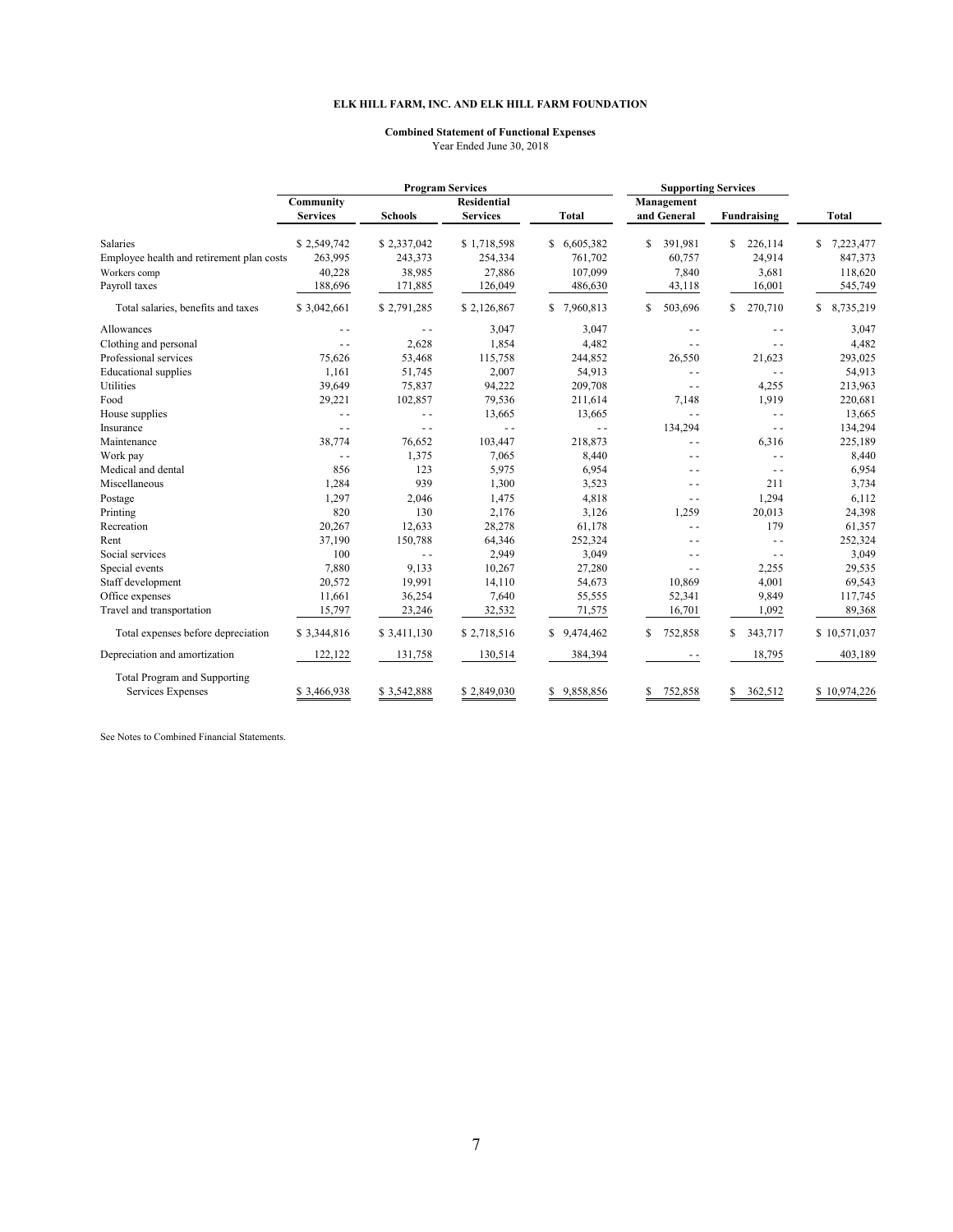**ELK HILL FARM, INC. AND ELK HILL FARM FOUNDATION**

**Combined Statement of Functional Expenses**
Year Ended June 30, 2018

| | Program Services | | | | Supporting Services | | |
|---|---|---|---|---|---|---|---|
| | Community Services | Schools | Residential Services | Total | Management and General | Fundraising | Total |
| Salaries | $ 2,549,742 | $ 2,337,042 | $ 1,718,598 | $ 6,605,382 | $ 391,981 | $ 226,114 | $ 7,223,477 |
| Employee health and retirement plan costs | 263,995 | 243,373 | 254,334 | 761,702 | 60,757 | 24,914 | 847,373 |
| Workers comp | 40,228 | 38,985 | 27,886 | 107,099 | 7,840 | 3,681 | 118,620 |
| Payroll taxes | 188,696 | 171,885 | 126,049 | 486,630 | 43,118 | 16,001 | 545,749 |
| Total salaries, benefits and taxes | $ 3,042,661 | $ 2,791,285 | $ 2,126,867 | $ 7,960,813 | $ 503,696 | $ 270,710 | $ 8,735,219 |
| Allowances | - - | - - | 3,047 | 3,047 | - - | - - | 3,047 |
| Clothing and personal | - - | 2,628 | 1,854 | 4,482 | - - | - - | 4,482 |
| Professional services | 75,626 | 53,468 | 115,758 | 244,852 | 26,550 | 21,623 | 293,025 |
| Educational supplies | 1,161 | 51,745 | 2,007 | 54,913 | - - | - - | 54,913 |
| Utilities | 39,649 | 75,837 | 94,222 | 209,708 | - - | 4,255 | 213,963 |
| Food | 29,221 | 102,857 | 79,536 | 211,614 | 7,148 | 1,919 | 220,681 |
| House supplies | - - | - - | 13,665 | 13,665 | - - | - - | 13,665 |
| Insurance | - - | - - | - - | - - | 134,294 | - - | 134,294 |
| Maintenance | 38,774 | 76,652 | 103,447 | 218,873 | - - | 6,316 | 225,189 |
| Work pay | - - | 1,375 | 7,065 | 8,440 | - - | - - | 8,440 |
| Medical and dental | 856 | 123 | 5,975 | 6,954 | - - | - - | 6,954 |
| Miscellaneous | 1,284 | 939 | 1,300 | 3,523 | - - | 211 | 3,734 |
| Postage | 1,297 | 2,046 | 1,475 | 4,818 | - - | 1,294 | 6,112 |
| Printing | 820 | 130 | 2,176 | 3,126 | 1,259 | 20,013 | 24,398 |
| Recreation | 20,267 | 12,633 | 28,278 | 61,178 | - - | 179 | 61,357 |
| Rent | 37,190 | 150,788 | 64,346 | 252,324 | - - | - - | 252,324 |
| Social services | 100 | - - | 2,949 | 3,049 | - - | - - | 3,049 |
| Special events | 7,880 | 9,133 | 10,267 | 27,280 | - - | 2,255 | 29,535 |
| Staff development | 20,572 | 19,991 | 14,110 | 54,673 | 10,869 | 4,001 | 69,543 |
| Office expenses | 11,661 | 36,254 | 7,640 | 55,555 | 52,341 | 9,849 | 117,745 |
| Travel and transportation | 15,797 | 23,246 | 32,532 | 71,575 | 16,701 | 1,092 | 89,368 |
| Total expenses before depreciation | $ 3,344,816 | $ 3,411,130 | $ 2,718,516 | $ 9,474,462 | $ 752,858 | $ 343,717 | $ 10,571,037 |
| Depreciation and amortization | 122,122 | 131,758 | 130,514 | 384,394 | - - | 18,795 | 403,189 |
| Total Program and Supporting Services Expenses | $ 3,466,938 | $ 3,542,888 | $ 2,849,030 | $ 9,858,856 | $ 752,858 | $ 362,512 | $ 10,974,226 |

See Notes to Combined Financial Statements.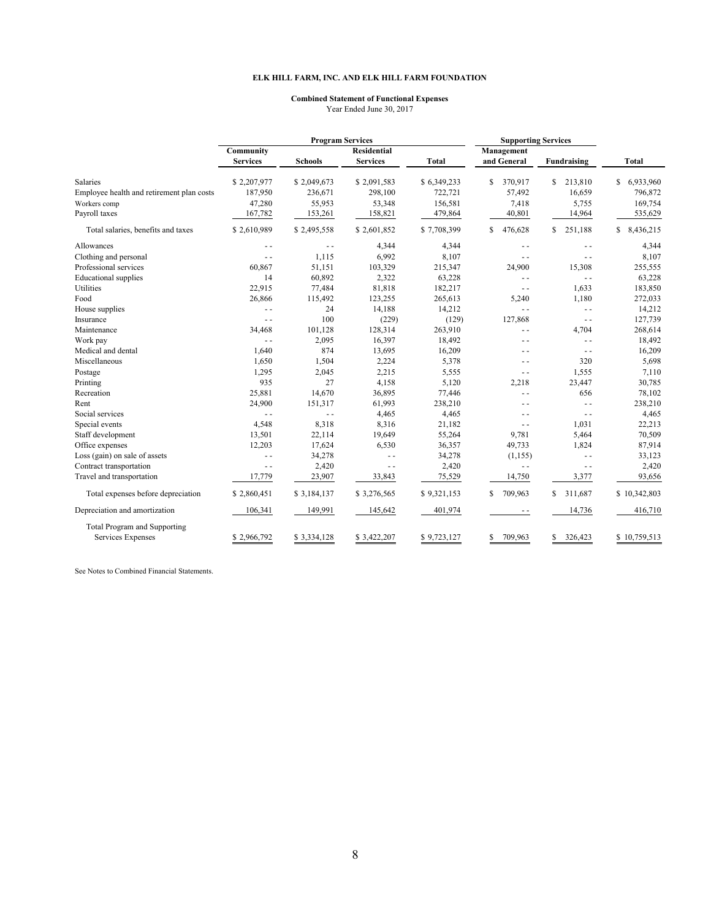**ELK HILL FARM, INC. AND ELK HILL FARM FOUNDATION**

**Combined Statement of Functional Expenses**
Year Ended June 30, 2017

| | Program Services | | | | Supporting Services | | |
|---|---|---|---|---|---|---|---|
| | Community Services | Schools | Residential Services | Total | Management and General | Fundraising | Total |
| Salaries | $ 2,207,977 | $ 2,049,673 | $ 2,091,583 | $ 6,349,233 | $ 370,917 | $ 213,810 | $ 6,933,960 |
| Employee health and retirement plan costs | 187,950 | 236,671 | 298,100 | 722,721 | 57,492 | 16,659 | 796,872 |
| Workers comp | 47,280 | 55,953 | 53,348 | 156,581 | 7,418 | 5,755 | 169,754 |
| Payroll taxes | 167,782 | 153,261 | 158,821 | 479,864 | 40,801 | 14,964 | 535,629 |
| Total salaries, benefits and taxes | $ 2,610,989 | $ 2,495,558 | $ 2,601,852 | $ 7,708,399 | $ 476,628 | $ 251,188 | $ 8,436,215 |
| Allowances | - - | - - | 4,344 | 4,344 | - - | - - | 4,344 |
| Clothing and personal | - - | 1,115 | 6,992 | 8,107 | - - | - - | 8,107 |
| Professional services | 60,867 | 51,151 | 103,329 | 215,347 | 24,900 | 15,308 | 255,555 |
| Educational supplies | 14 | 60,892 | 2,322 | 63,228 | - - | - - | 63,228 |
| Utilities | 22,915 | 77,484 | 81,818 | 182,217 | - - | 1,633 | 183,850 |
| Food | 26,866 | 115,492 | 123,255 | 265,613 | 5,240 | 1,180 | 272,033 |
| House supplies | - - | 24 | 14,188 | 14,212 | - - | - - | 14,212 |
| Insurance | - - | 100 | (229) | (129) | 127,868 | - - | 127,739 |
| Maintenance | 34,468 | 101,128 | 128,314 | 263,910 | - - | 4,704 | 268,614 |
| Work pay | - - | 2,095 | 16,397 | 18,492 | - - | - - | 18,492 |
| Medical and dental | 1,640 | 874 | 13,695 | 16,209 | - - | - - | 16,209 |
| Miscellaneous | 1,650 | 1,504 | 2,224 | 5,378 | - - | 320 | 5,698 |
| Postage | 1,295 | 2,045 | 2,215 | 5,555 | - - | 1,555 | 7,110 |
| Printing | 935 | 27 | 4,158 | 5,120 | 2,218 | 23,447 | 30,785 |
| Recreation | 25,881 | 14,670 | 36,895 | 77,446 | - - | 656 | 78,102 |
| Rent | 24,900 | 151,317 | 61,993 | 238,210 | - - | - - | 238,210 |
| Social services | - - | - - | 4,465 | 4,465 | - - | - - | 4,465 |
| Special events | 4,548 | 8,318 | 8,316 | 21,182 | - - | 1,031 | 22,213 |
| Staff development | 13,501 | 22,114 | 19,649 | 55,264 | 9,781 | 5,464 | 70,509 |
| Office expenses | 12,203 | 17,624 | 6,530 | 36,357 | 49,733 | 1,824 | 87,914 |
| Loss (gain) on sale of assets | - - | 34,278 | - - | 34,278 | (1,155) | - - | 33,123 |
| Contract transportation | - - | 2,420 | - - | 2,420 | - - | - - | 2,420 |
| Travel and transportation | 17,779 | 23,907 | 33,843 | 75,529 | 14,750 | 3,377 | 93,656 |
| Total expenses before depreciation | $ 2,860,451 | $ 3,184,137 | $ 3,276,565 | $ 9,321,153 | $ 709,963 | $ 311,687 | $ 10,342,803 |
| Depreciation and amortization | 106,341 | 149,991 | 145,642 | 401,974 | - - | 14,736 | 416,710 |
| Total Program and Supporting Services Expenses | $ 2,966,792 | $ 3,334,128 | $ 3,422,207 | $ 9,723,127 | $ 709,963 | $ 326,423 | $ 10,759,513 |

See Notes to Combined Financial Statements.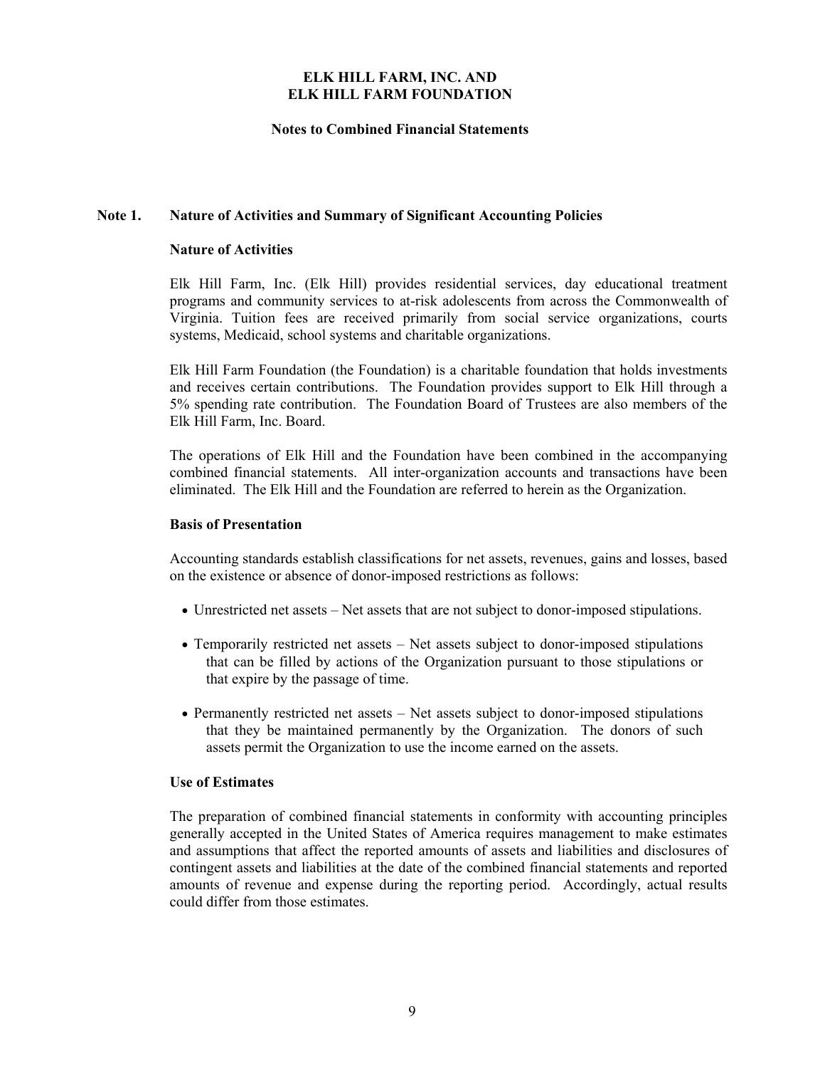# ELK HILL FARM, INC. AND ELK HILL FARM FOUNDATION

## Notes to Combined Financial Statements

### Note 1. Nature of Activities and Summary of Significant Accounting Policies

**Nature of Activities**

Elk Hill Farm, Inc. (Elk Hill) provides residential services, day educational treatment programs and community services to at-risk adolescents from across the Commonwealth of Virginia. Tuition fees are received primarily from social service organizations, courts systems, Medicaid, school systems and charitable organizations.

Elk Hill Farm Foundation (the Foundation) is a charitable foundation that holds investments and receives certain contributions. The Foundation provides support to Elk Hill through a 5% spending rate contribution. The Foundation Board of Trustees are also members of the Elk Hill Farm, Inc. Board.

The operations of Elk Hill and the Foundation have been combined in the accompanying combined financial statements. All inter-organization accounts and transactions have been eliminated. The Elk Hill and the Foundation are referred to herein as the Organization.

**Basis of Presentation**

Accounting standards establish classifications for net assets, revenues, gains and losses, based on the existence or absence of donor-imposed restrictions as follows:

- Unrestricted net assets – Net assets that are not subject to donor-imposed stipulations.
- Temporarily restricted net assets – Net assets subject to donor-imposed stipulations that can be filled by actions of the Organization pursuant to those stipulations or that expire by the passage of time.
- Permanently restricted net assets – Net assets subject to donor-imposed stipulations that they be maintained permanently by the Organization. The donors of such assets permit the Organization to use the income earned on the assets.

**Use of Estimates**

The preparation of combined financial statements in conformity with accounting principles generally accepted in the United States of America requires management to make estimates and assumptions that affect the reported amounts of assets and liabilities and disclosures of contingent assets and liabilities at the date of the combined financial statements and reported amounts of revenue and expense during the reporting period. Accordingly, actual results could differ from those estimates.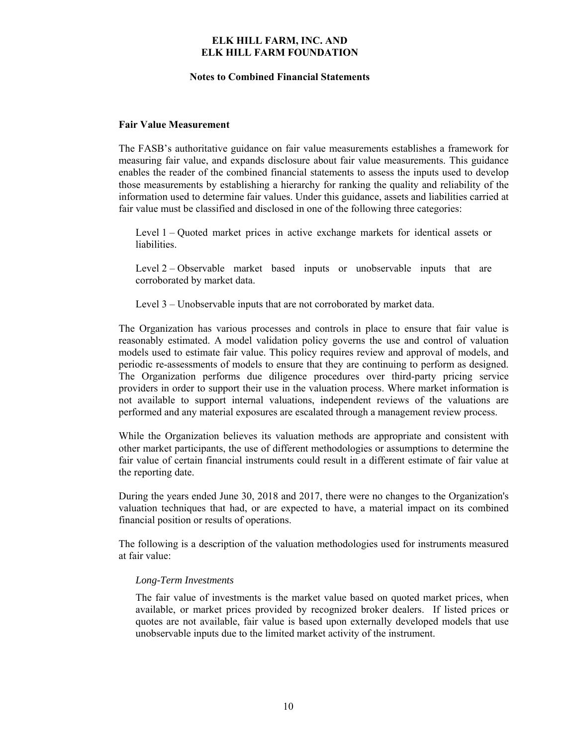## Fair Value Measurement

The FASB's authoritative guidance on fair value measurements establishes a framework for measuring fair value, and expands disclosure about fair value measurements. This guidance enables the reader of the combined financial statements to assess the inputs used to develop those measurements by establishing a hierarchy for ranking the quality and reliability of the information used to determine fair values. Under this guidance, assets and liabilities carried at fair value must be classified and disclosed in one of the following three categories:

Level 1 – Quoted market prices in active exchange markets for identical assets or liabilities.

Level 2 – Observable market based inputs or unobservable inputs that are corroborated by market data.

Level 3 – Unobservable inputs that are not corroborated by market data.

The Organization has various processes and controls in place to ensure that fair value is reasonably estimated. A model validation policy governs the use and control of valuation models used to estimate fair value. This policy requires review and approval of models, and periodic re-assessments of models to ensure that they are continuing to perform as designed. The Organization performs due diligence procedures over third-party pricing service providers in order to support their use in the valuation process. Where market information is not available to support internal valuations, independent reviews of the valuations are performed and any material exposures are escalated through a management review process.

While the Organization believes its valuation methods are appropriate and consistent with other market participants, the use of different methodologies or assumptions to determine the fair value of certain financial instruments could result in a different estimate of fair value at the reporting date.

During the years ended June 30, 2018 and 2017, there were no changes to the Organization's valuation techniques that had, or are expected to have, a material impact on its combined financial position or results of operations.

The following is a description of the valuation methodologies used for instruments measured at fair value:

*Long-Term Investments*

The fair value of investments is the market value based on quoted market prices, when available, or market prices provided by recognized broker dealers. If listed prices or quotes are not available, fair value is based upon externally developed models that use unobservable inputs due to the limited market activity of the instrument.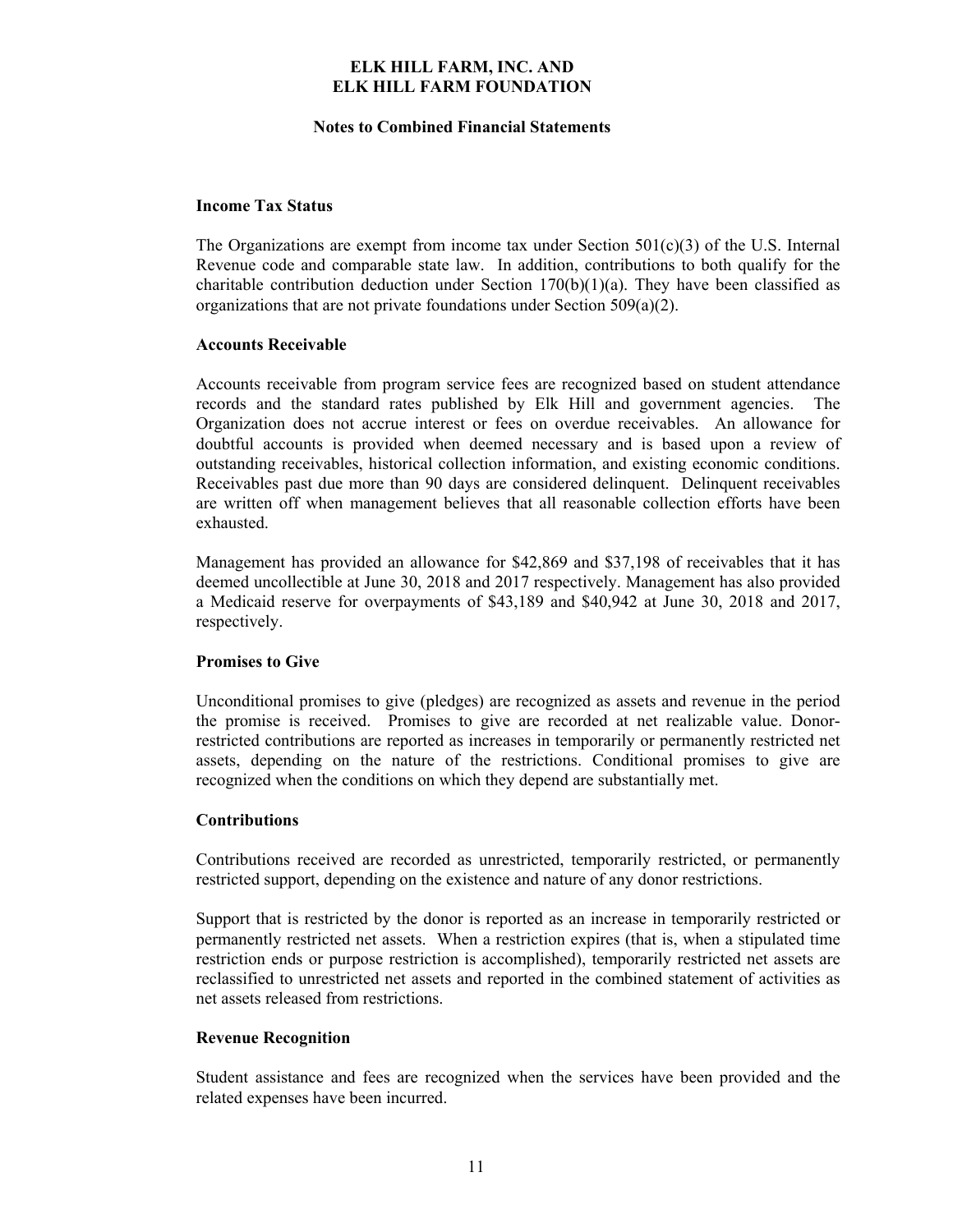**ELK HILL FARM, INC. AND**
**ELK HILL FARM FOUNDATION**

**Notes to Combined Financial Statements**

### Income Tax Status

The Organizations are exempt from income tax under Section 501(c)(3) of the U.S. Internal Revenue code and comparable state law. In addition, contributions to both qualify for the charitable contribution deduction under Section 170(b)(1)(a). They have been classified as organizations that are not private foundations under Section 509(a)(2).

### Accounts Receivable

Accounts receivable from program service fees are recognized based on student attendance records and the standard rates published by Elk Hill and government agencies. The Organization does not accrue interest or fees on overdue receivables. An allowance for doubtful accounts is provided when deemed necessary and is based upon a review of outstanding receivables, historical collection information, and existing economic conditions. Receivables past due more than 90 days are considered delinquent. Delinquent receivables are written off when management believes that all reasonable collection efforts have been exhausted.

Management has provided an allowance for $42,869 and $37,198 of receivables that it has deemed uncollectible at June 30, 2018 and 2017 respectively. Management has also provided a Medicaid reserve for overpayments of $43,189 and $40,942 at June 30, 2018 and 2017, respectively.

### Promises to Give

Unconditional promises to give (pledges) are recognized as assets and revenue in the period the promise is received. Promises to give are recorded at net realizable value. Donor-restricted contributions are reported as increases in temporarily or permanently restricted net assets, depending on the nature of the restrictions. Conditional promises to give are recognized when the conditions on which they depend are substantially met.

### Contributions

Contributions received are recorded as unrestricted, temporarily restricted, or permanently restricted support, depending on the existence and nature of any donor restrictions.

Support that is restricted by the donor is reported as an increase in temporarily restricted or permanently restricted net assets. When a restriction expires (that is, when a stipulated time restriction ends or purpose restriction is accomplished), temporarily restricted net assets are reclassified to unrestricted net assets and reported in the combined statement of activities as net assets released from restrictions.

### Revenue Recognition

Student assistance and fees are recognized when the services have been provided and the related expenses have been incurred.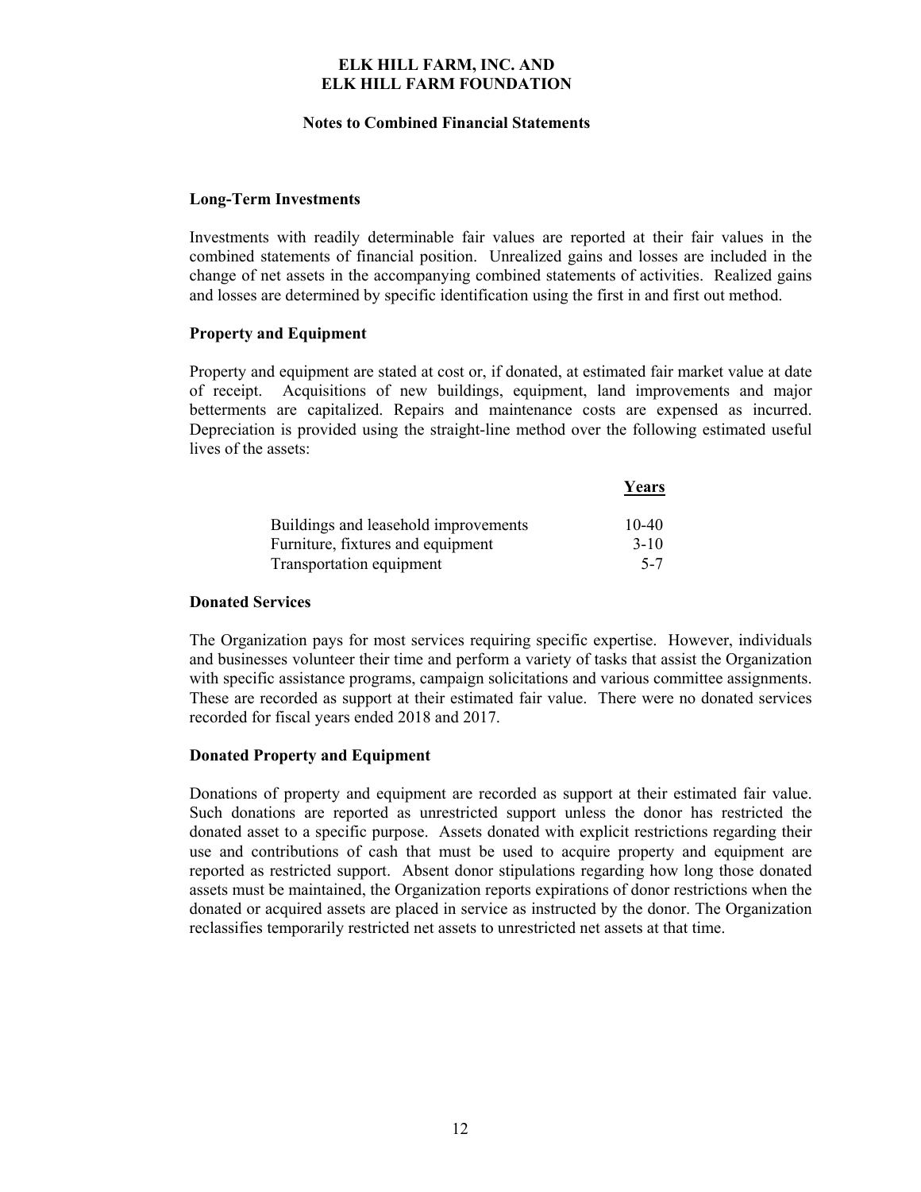**ELK HILL FARM, INC. AND**
**ELK HILL FARM FOUNDATION**

**Notes to Combined Financial Statements**

### Long-Term Investments

Investments with readily determinable fair values are reported at their fair values in the combined statements of financial position. Unrealized gains and losses are included in the change of net assets in the accompanying combined statements of activities. Realized gains and losses are determined by specific identification using the first in and first out method.

### Property and Equipment

Property and equipment are stated at cost or, if donated, at estimated fair market value at date of receipt. Acquisitions of new buildings, equipment, land improvements and major betterments are capitalized. Repairs and maintenance costs are expensed as incurred. Depreciation is provided using the straight-line method over the following estimated useful lives of the assets:

| | Years |
|---|---|
| Buildings and leasehold improvements | 10-40 |
| Furniture, fixtures and equipment | 3-10 |
| Transportation equipment | 5-7 |

### Donated Services

The Organization pays for most services requiring specific expertise. However, individuals and businesses volunteer their time and perform a variety of tasks that assist the Organization with specific assistance programs, campaign solicitations and various committee assignments. These are recorded as support at their estimated fair value. There were no donated services recorded for fiscal years ended 2018 and 2017.

### Donated Property and Equipment

Donations of property and equipment are recorded as support at their estimated fair value. Such donations are reported as unrestricted support unless the donor has restricted the donated asset to a specific purpose. Assets donated with explicit restrictions regarding their use and contributions of cash that must be used to acquire property and equipment are reported as restricted support. Absent donor stipulations regarding how long those donated assets must be maintained, the Organization reports expirations of donor restrictions when the donated or acquired assets are placed in service as instructed by the donor. The Organization reclassifies temporarily restricted net assets to unrestricted net assets at that time.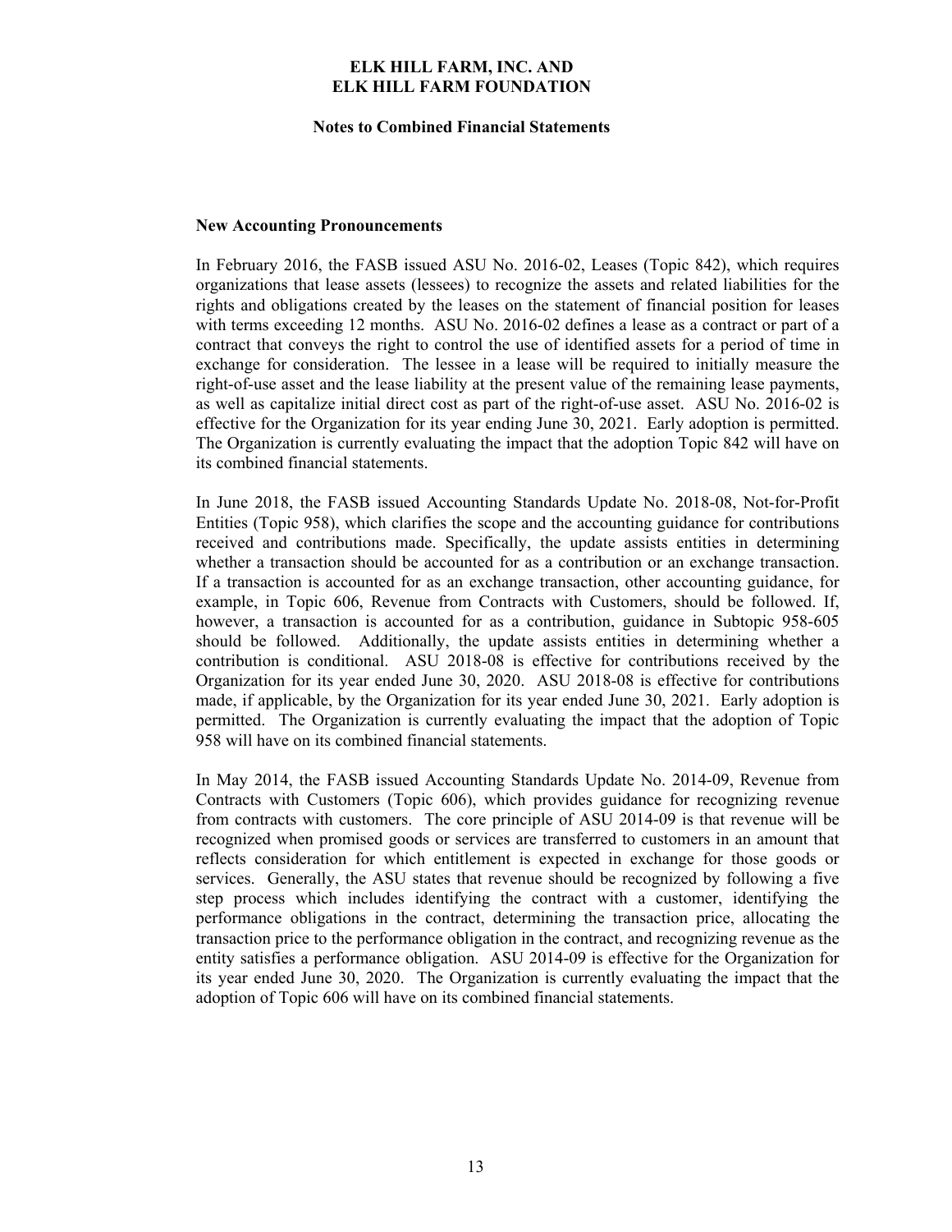### New Accounting Pronouncements

In February 2016, the FASB issued ASU No. 2016-02, Leases (Topic 842), which requires organizations that lease assets (lessees) to recognize the assets and related liabilities for the rights and obligations created by the leases on the statement of financial position for leases with terms exceeding 12 months. ASU No. 2016-02 defines a lease as a contract or part of a contract that conveys the right to control the use of identified assets for a period of time in exchange for consideration. The lessee in a lease will be required to initially measure the right-of-use asset and the lease liability at the present value of the remaining lease payments, as well as capitalize initial direct cost as part of the right-of-use asset. ASU No. 2016-02 is effective for the Organization for its year ending June 30, 2021. Early adoption is permitted. The Organization is currently evaluating the impact that the adoption Topic 842 will have on its combined financial statements.

In June 2018, the FASB issued Accounting Standards Update No. 2018-08, Not-for-Profit Entities (Topic 958), which clarifies the scope and the accounting guidance for contributions received and contributions made. Specifically, the update assists entities in determining whether a transaction should be accounted for as a contribution or an exchange transaction. If a transaction is accounted for as an exchange transaction, other accounting guidance, for example, in Topic 606, Revenue from Contracts with Customers, should be followed. If, however, a transaction is accounted for as a contribution, guidance in Subtopic 958-605 should be followed. Additionally, the update assists entities in determining whether a contribution is conditional. ASU 2018-08 is effective for contributions received by the Organization for its year ended June 30, 2020. ASU 2018-08 is effective for contributions made, if applicable, by the Organization for its year ended June 30, 2021. Early adoption is permitted. The Organization is currently evaluating the impact that the adoption of Topic 958 will have on its combined financial statements.

In May 2014, the FASB issued Accounting Standards Update No. 2014-09, Revenue from Contracts with Customers (Topic 606), which provides guidance for recognizing revenue from contracts with customers. The core principle of ASU 2014-09 is that revenue will be recognized when promised goods or services are transferred to customers in an amount that reflects consideration for which entitlement is expected in exchange for those goods or services. Generally, the ASU states that revenue should be recognized by following a five step process which includes identifying the contract with a customer, identifying the performance obligations in the contract, determining the transaction price, allocating the transaction price to the performance obligation in the contract, and recognizing revenue as the entity satisfies a performance obligation. ASU 2014-09 is effective for the Organization for its year ended June 30, 2020. The Organization is currently evaluating the impact that the adoption of Topic 606 will have on its combined financial statements.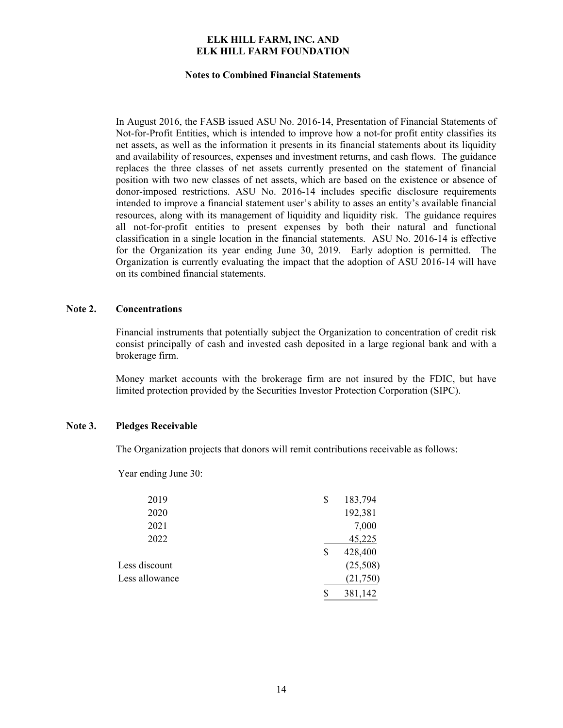In August 2016, the FASB issued ASU No. 2016-14, Presentation of Financial Statements of Not-for-Profit Entities, which is intended to improve how a not-for profit entity classifies its net assets, as well as the information it presents in its financial statements about its liquidity and availability of resources, expenses and investment returns, and cash flows. The guidance replaces the three classes of net assets currently presented on the statement of financial position with two new classes of net assets, which are based on the existence or absence of donor-imposed restrictions. ASU No. 2016-14 includes specific disclosure requirements intended to improve a financial statement user's ability to asses an entity's available financial resources, along with its management of liquidity and liquidity risk. The guidance requires all not-for-profit entities to present expenses by both their natural and functional classification in a single location in the financial statements. ASU No. 2016-14 is effective for the Organization its year ending June 30, 2019. Early adoption is permitted. The Organization is currently evaluating the impact that the adoption of ASU 2016-14 will have on its combined financial statements.

## Note 2. Concentrations

Financial instruments that potentially subject the Organization to concentration of credit risk consist principally of cash and invested cash deposited in a large regional bank and with a brokerage firm.

Money market accounts with the brokerage firm are not insured by the FDIC, but have limited protection provided by the Securities Investor Protection Corporation (SIPC).

## Note 3. Pledges Receivable

The Organization projects that donors will remit contributions receivable as follows:

Year ending June 30:

| | |
|---|---|
| 2019 | $ 183,794 |
| 2020 | 192,381 |
| 2021 | 7,000 |
| 2022 | 45,225 |
| | $ 428,400 |
| Less discount | (25,508) |
| Less allowance | (21,750) |
| | $ 381,142 |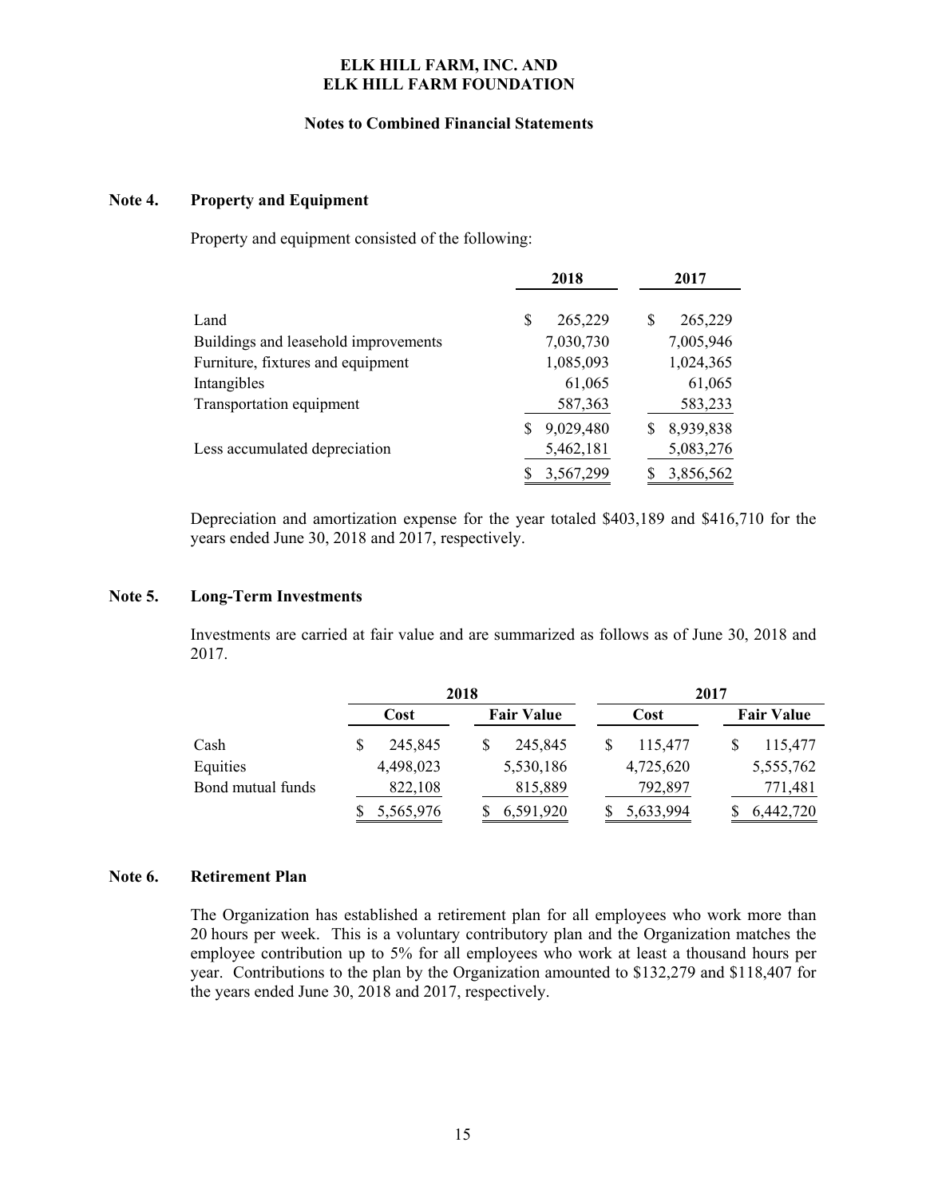# ELK HILL FARM, INC. AND ELK HILL FARM FOUNDATION

## Notes to Combined Financial Statements

### Note 4. Property and Equipment

Property and equipment consisted of the following:

| | 2018 | 2017 |
|---|---|---|
| Land | $ 265,229 | $ 265,229 |
| Buildings and leasehold improvements | 7,030,730 | 7,005,946 |
| Furniture, fixtures and equipment | 1,085,093 | 1,024,365 |
| Intangibles | 61,065 | 61,065 |
| Transportation equipment | 587,363 | 583,233 |
| | $ 9,029,480 | $ 8,939,838 |
| Less accumulated depreciation | 5,462,181 | 5,083,276 |
| | $ 3,567,299 | $ 3,856,562 |

Depreciation and amortization expense for the year totaled $403,189 and $416,710 for the years ended June 30, 2018 and 2017, respectively.

### Note 5. Long-Term Investments

Investments are carried at fair value and are summarized as follows as of June 30, 2018 and 2017.

| | 2018 | | 2017 | |
|---|---|---|---|---|
| | Cost | Fair Value | Cost | Fair Value |
| Cash | $ 245,845 | $ 245,845 | $ 115,477 | $ 115,477 |
| Equities | 4,498,023 | 5,530,186 | 4,725,620 | 5,555,762 |
| Bond mutual funds | 822,108 | 815,889 | 792,897 | 771,481 |
| | $ 5,565,976 | $ 6,591,920 | $ 5,633,994 | $ 6,442,720 |

### Note 6. Retirement Plan

The Organization has established a retirement plan for all employees who work more than 20 hours per week. This is a voluntary contributory plan and the Organization matches the employee contribution up to 5% for all employees who work at least a thousand hours per year. Contributions to the plan by the Organization amounted to $132,279 and $118,407 for the years ended June 30, 2018 and 2017, respectively.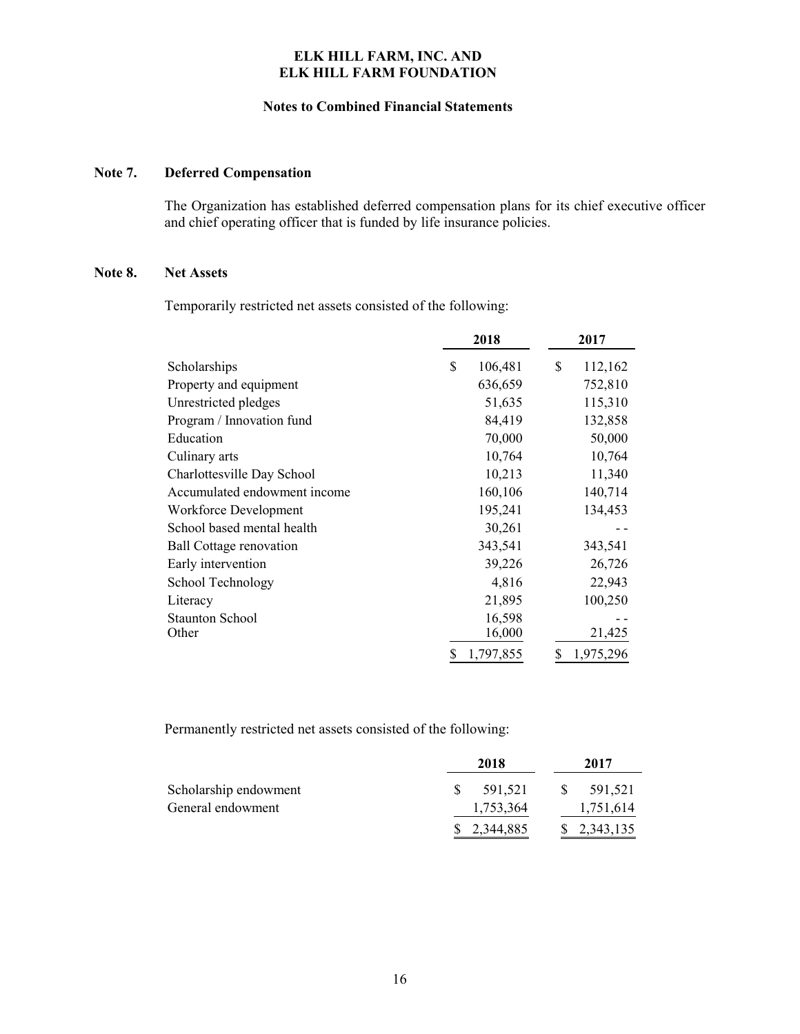**ELK HILL FARM, INC. AND**
**ELK HILL FARM FOUNDATION**

**Notes to Combined Financial Statements**

## Note 7. Deferred Compensation

The Organization has established deferred compensation plans for its chief executive officer and chief operating officer that is funded by life insurance policies.

## Note 8. Net Assets

Temporarily restricted net assets consisted of the following:

| | 2018 | 2017 |
|---|---|---|
| Scholarships | $ 106,481 | $ 112,162 |
| Property and equipment | 636,659 | 752,810 |
| Unrestricted pledges | 51,635 | 115,310 |
| Program / Innovation fund | 84,419 | 132,858 |
| Education | 70,000 | 50,000 |
| Culinary arts | 10,764 | 10,764 |
| Charlottesville Day School | 10,213 | 11,340 |
| Accumulated endowment income | 160,106 | 140,714 |
| Workforce Development | 195,241 | 134,453 |
| School based mental health | 30,261 | - - |
| Ball Cottage renovation | 343,541 | 343,541 |
| Early intervention | 39,226 | 26,726 |
| School Technology | 4,816 | 22,943 |
| Literacy | 21,895 | 100,250 |
| Staunton School | 16,598 | - - |
| Other | 16,000 | 21,425 |
| | $ 1,797,855 | $ 1,975,296 |

Permanently restricted net assets consisted of the following:

| | 2018 | 2017 |
|---|---|---|
| Scholarship endowment | $ 591,521 | $ 591,521 |
| General endowment | 1,753,364 | 1,751,614 |
| | $ 2,344,885 | $ 2,343,135 |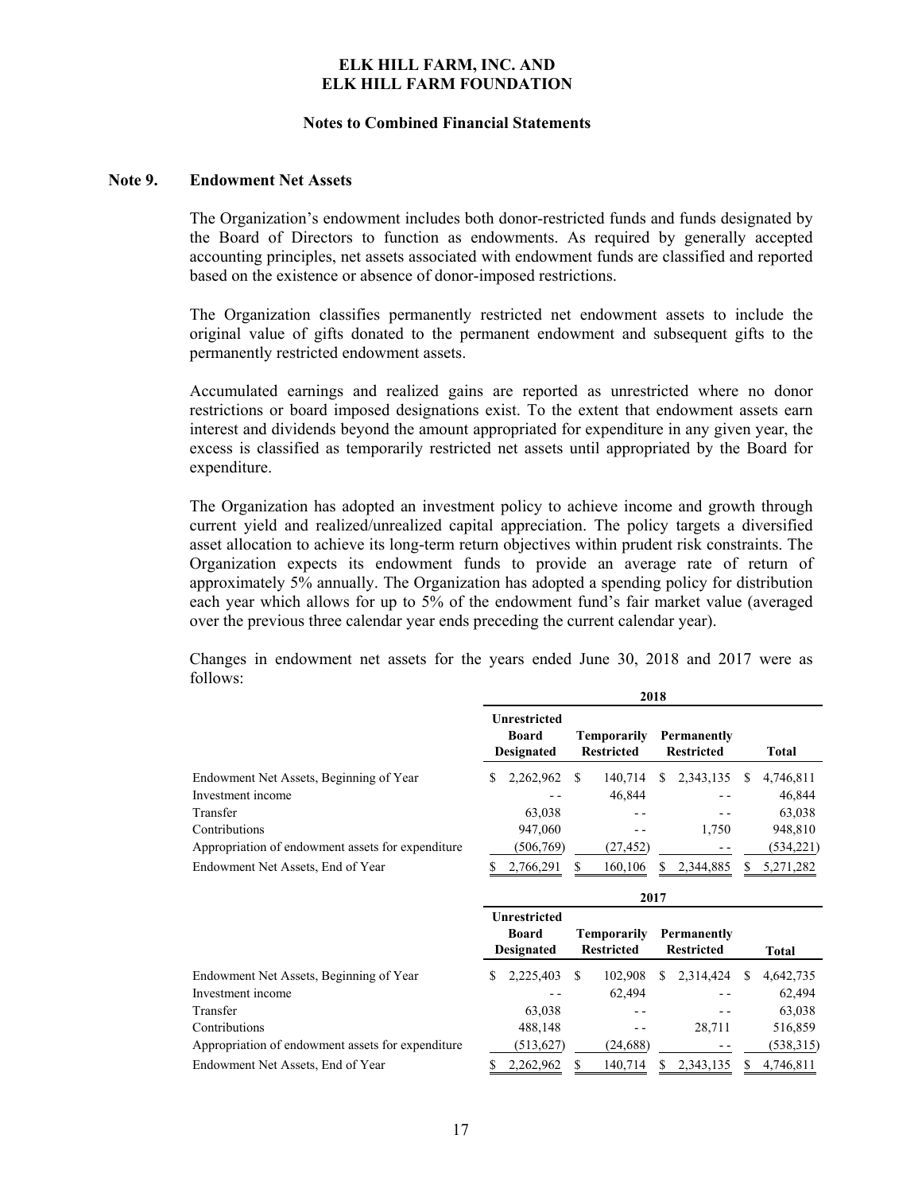**ELK HILL FARM, INC. AND**
**ELK HILL FARM FOUNDATION**

**Notes to Combined Financial Statements**

## Note 9. Endowment Net Assets

The Organization's endowment includes both donor-restricted funds and funds designated by the Board of Directors to function as endowments. As required by generally accepted accounting principles, net assets associated with endowment funds are classified and reported based on the existence or absence of donor-imposed restrictions.

The Organization classifies permanently restricted net endowment assets to include the original value of gifts donated to the permanent endowment and subsequent gifts to the permanently restricted endowment assets.

Accumulated earnings and realized gains are reported as unrestricted where no donor restrictions or board imposed designations exist. To the extent that endowment assets earn interest and dividends beyond the amount appropriated for expenditure in any given year, the excess is classified as temporarily restricted net assets until appropriated by the Board for expenditure.

The Organization has adopted an investment policy to achieve income and growth through current yield and realized/unrealized capital appreciation. The policy targets a diversified asset allocation to achieve its long-term return objectives within prudent risk constraints. The Organization expects its endowment funds to provide an average rate of return of approximately 5% annually. The Organization has adopted a spending policy for distribution each year which allows for up to 5% of the endowment fund's fair market value (averaged over the previous three calendar year ends preceding the current calendar year).

Changes in endowment net assets for the years ended June 30, 2018 and 2017 were as follows:

| | 2018 | | | |
|---|---|---|---|---|
| | Unrestricted Board Designated | Temporarily Restricted | Permanently Restricted | Total |
| Endowment Net Assets, Beginning of Year | $ 2,262,962 | $ 140,714 | $ 2,343,135 | $ 4,746,811 |
| Investment income | - - | 46,844 | - - | 46,844 |
| Transfer | 63,038 | - - | - - | 63,038 |
| Contributions | 947,060 | - - | 1,750 | 948,810 |
| Appropriation of endowment assets for expenditure | (506,769) | (27,452) | - - | (534,221) |
| Endowment Net Assets, End of Year | $ 2,766,291 | $ 160,106 | $ 2,344,885 | $ 5,271,282 |

| | 2017 | | | |
|---|---|---|---|---|
| | Unrestricted Board Designated | Temporarily Restricted | Permanently Restricted | Total |
| Endowment Net Assets, Beginning of Year | $ 2,225,403 | $ 102,908 | $ 2,314,424 | $ 4,642,735 |
| Investment income | - - | 62,494 | - - | 62,494 |
| Transfer | 63,038 | - - | - - | 63,038 |
| Contributions | 488,148 | - - | 28,711 | 516,859 |
| Appropriation of endowment assets for expenditure | (513,627) | (24,688) | - - | (538,315) |
| Endowment Net Assets, End of Year | $ 2,262,962 | $ 140,714 | $ 2,343,135 | $ 4,746,811 |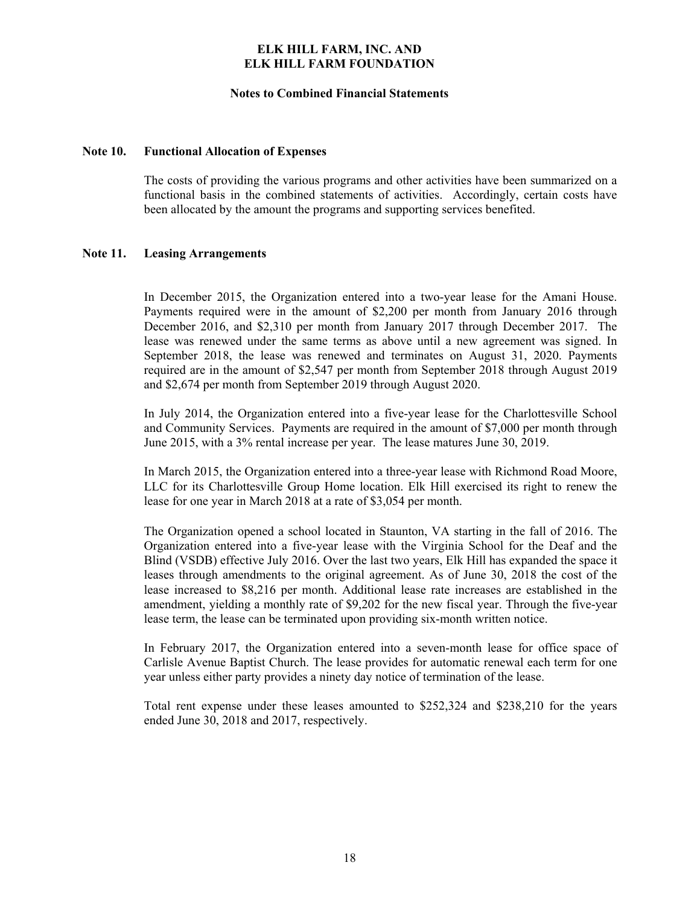## Note 10. Functional Allocation of Expenses

The costs of providing the various programs and other activities have been summarized on a functional basis in the combined statements of activities. Accordingly, certain costs have been allocated by the amount the programs and supporting services benefited.

## Note 11. Leasing Arrangements

In December 2015, the Organization entered into a two-year lease for the Amani House. Payments required were in the amount of $2,200 per month from January 2016 through December 2016, and $2,310 per month from January 2017 through December 2017. The lease was renewed under the same terms as above until a new agreement was signed. In September 2018, the lease was renewed and terminates on August 31, 2020. Payments required are in the amount of $2,547 per month from September 2018 through August 2019 and $2,674 per month from September 2019 through August 2020.

In July 2014, the Organization entered into a five-year lease for the Charlottesville School and Community Services. Payments are required in the amount of $7,000 per month through June 2015, with a 3% rental increase per year. The lease matures June 30, 2019.

In March 2015, the Organization entered into a three-year lease with Richmond Road Moore, LLC for its Charlottesville Group Home location. Elk Hill exercised its right to renew the lease for one year in March 2018 at a rate of $3,054 per month.

The Organization opened a school located in Staunton, VA starting in the fall of 2016. The Organization entered into a five-year lease with the Virginia School for the Deaf and the Blind (VSDB) effective July 2016. Over the last two years, Elk Hill has expanded the space it leases through amendments to the original agreement. As of June 30, 2018 the cost of the lease increased to $8,216 per month. Additional lease rate increases are established in the amendment, yielding a monthly rate of $9,202 for the new fiscal year. Through the five-year lease term, the lease can be terminated upon providing six-month written notice.

In February 2017, the Organization entered into a seven-month lease for office space of Carlisle Avenue Baptist Church. The lease provides for automatic renewal each term for one year unless either party provides a ninety day notice of termination of the lease.

Total rent expense under these leases amounted to $252,324 and $238,210 for the years ended June 30, 2018 and 2017, respectively.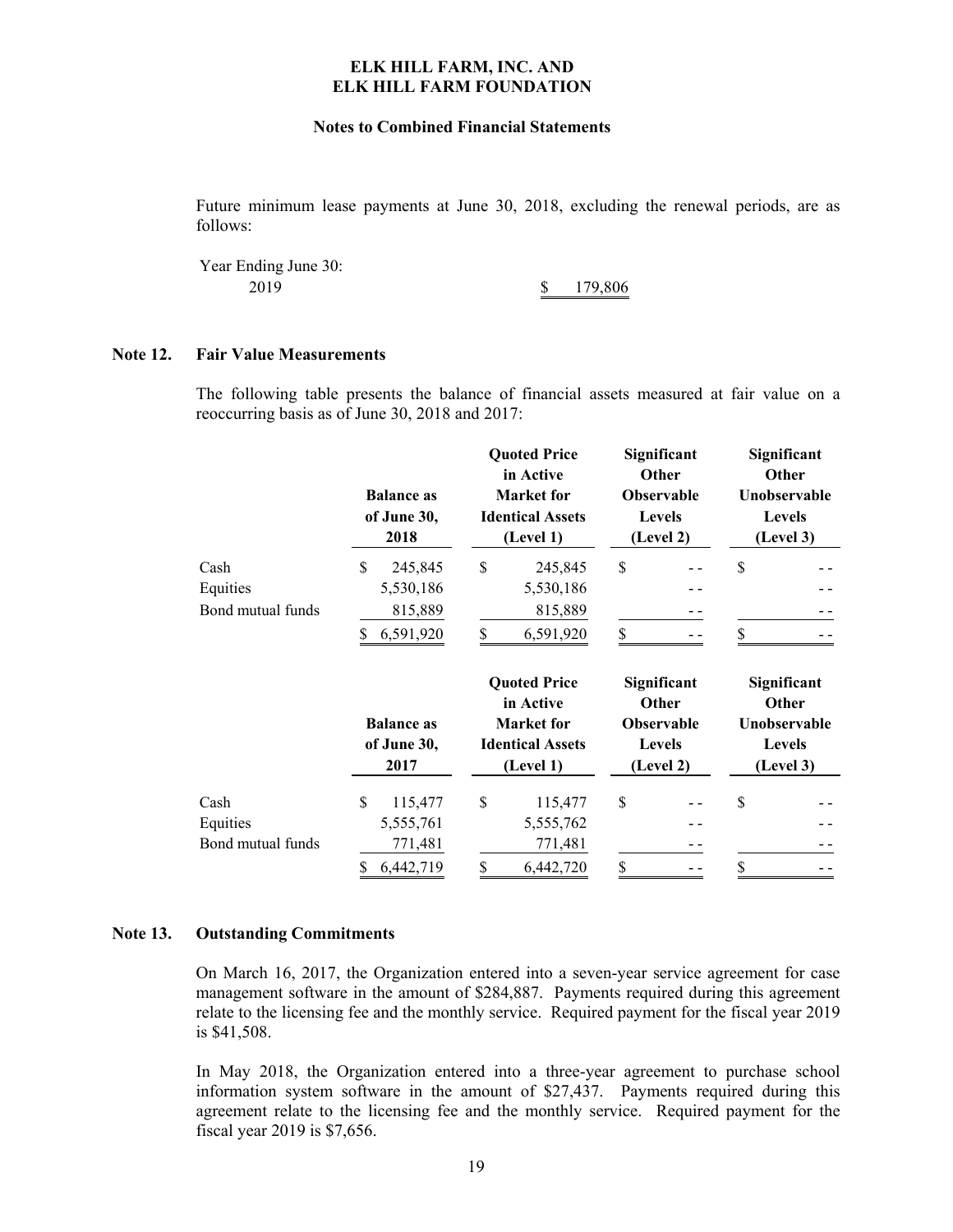Future minimum lease payments at June 30, 2018, excluding the renewal periods, are as follows:

| Year Ending June 30: | |
|---|---|
| 2019 | $ 179,806 |

## Note 12. Fair Value Measurements

The following table presents the balance of financial assets measured at fair value on a reoccurring basis as of June 30, 2018 and 2017:

| | Balance as of June 30, 2018 | Quoted Price in Active Market for Identical Assets (Level 1) | Significant Other Observable Levels (Level 2) | Significant Other Unobservable Levels (Level 3) |
|---|---|---|---|---|
| Cash | $ 245,845 | $ 245,845 | $ - - | $ - - |
| Equities | 5,530,186 | 5,530,186 | - - | - - |
| Bond mutual funds | 815,889 | 815,889 | - - | - - |
| | $ 6,591,920 | $ 6,591,920 | $ - - | $ - - |

| | Balance as of June 30, 2017 | Quoted Price in Active Market for Identical Assets (Level 1) | Significant Other Observable Levels (Level 2) | Significant Other Unobservable Levels (Level 3) |
|---|---|---|---|---|
| Cash | $ 115,477 | $ 115,477 | $ - - | $ - - |
| Equities | 5,555,761 | 5,555,762 | - - | - - |
| Bond mutual funds | 771,481 | 771,481 | - - | - - |
| | $ 6,442,719 | $ 6,442,720 | $ - - | $ - - |

## Note 13. Outstanding Commitments

On March 16, 2017, the Organization entered into a seven-year service agreement for case management software in the amount of $284,887. Payments required during this agreement relate to the licensing fee and the monthly service. Required payment for the fiscal year 2019 is $41,508.

In May 2018, the Organization entered into a three-year agreement to purchase school information system software in the amount of $27,437. Payments required during this agreement relate to the licensing fee and the monthly service. Required payment for the fiscal year 2019 is $7,656.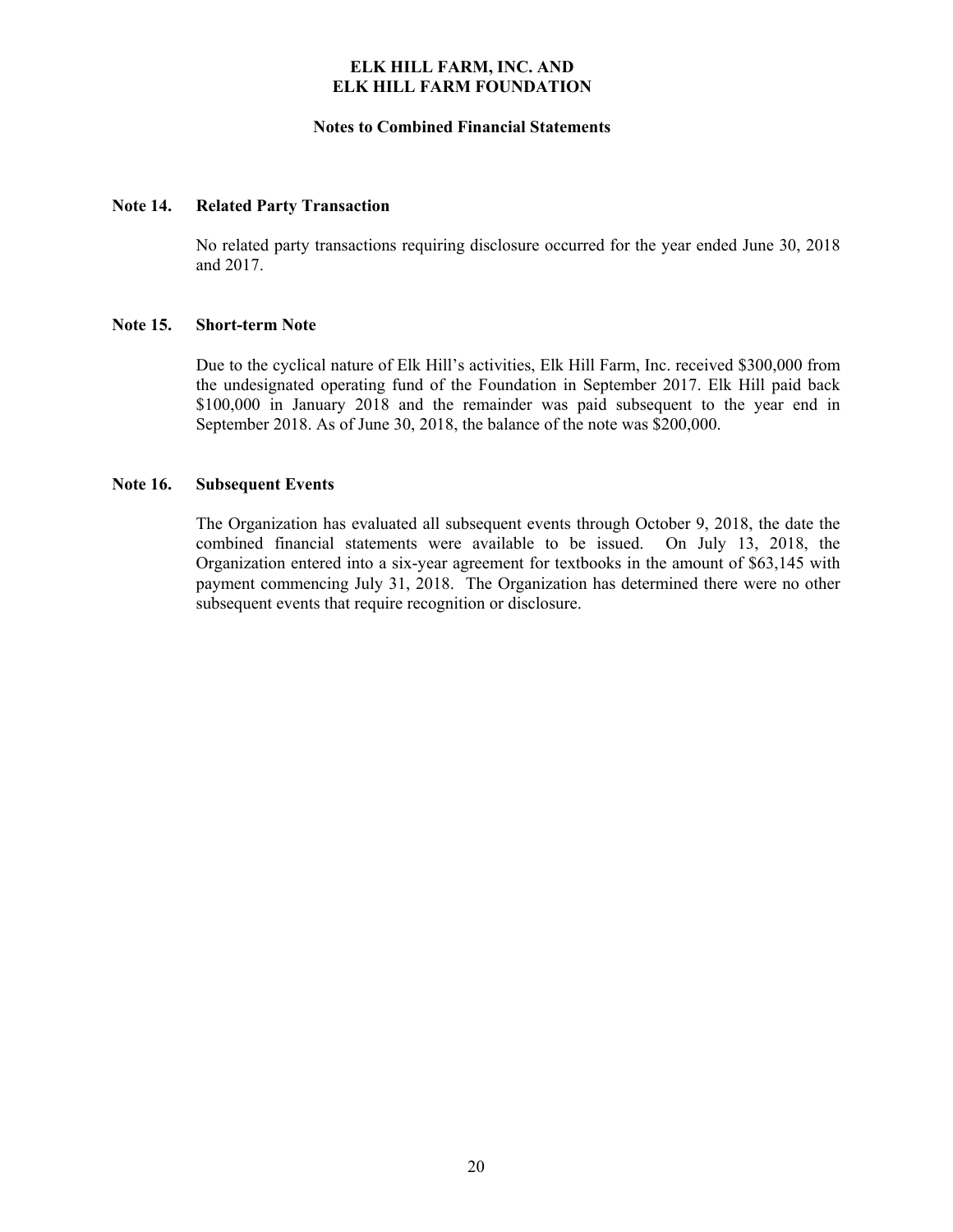**ELK HILL FARM, INC. AND**
**ELK HILL FARM FOUNDATION**

**Notes to Combined Financial Statements**

## Note 14. Related Party Transaction

No related party transactions requiring disclosure occurred for the year ended June 30, 2018 and 2017.

## Note 15. Short-term Note

Due to the cyclical nature of Elk Hill's activities, Elk Hill Farm, Inc. received $300,000 from the undesignated operating fund of the Foundation in September 2017. Elk Hill paid back $100,000 in January 2018 and the remainder was paid subsequent to the year end in September 2018. As of June 30, 2018, the balance of the note was $200,000.

## Note 16. Subsequent Events

The Organization has evaluated all subsequent events through October 9, 2018, the date the combined financial statements were available to be issued. On July 13, 2018, the Organization entered into a six-year agreement for textbooks in the amount of $63,145 with payment commencing July 31, 2018. The Organization has determined there were no other subsequent events that require recognition or disclosure.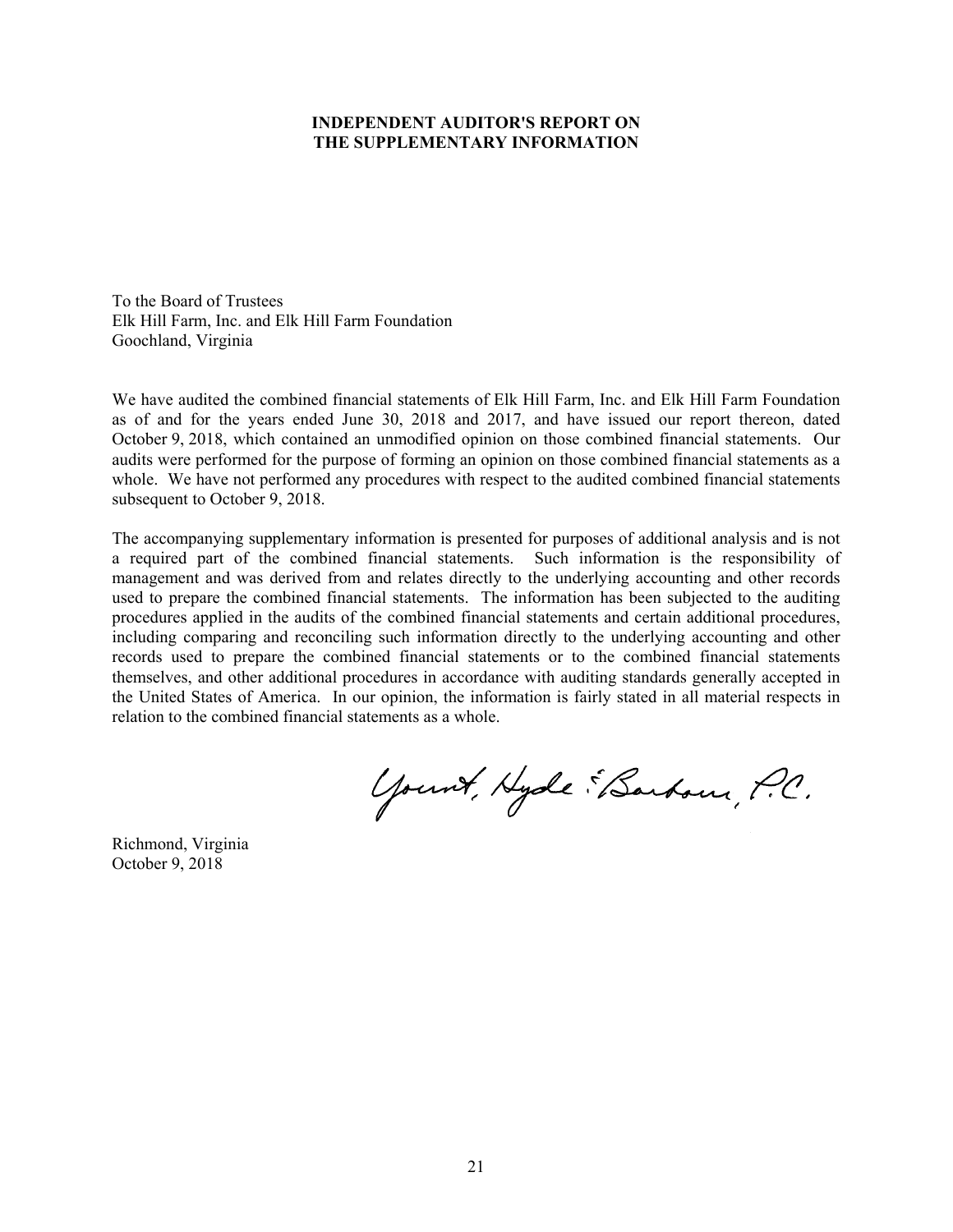**INDEPENDENT AUDITOR'S REPORT ON THE SUPPLEMENTARY INFORMATION**

To the Board of Trustees
Elk Hill Farm, Inc. and Elk Hill Farm Foundation
Goochland, Virginia

We have audited the combined financial statements of Elk Hill Farm, Inc. and Elk Hill Farm Foundation as of and for the years ended June 30, 2018 and 2017, and have issued our report thereon, dated October 9, 2018, which contained an unmodified opinion on those combined financial statements. Our audits were performed for the purpose of forming an opinion on those combined financial statements as a whole. We have not performed any procedures with respect to the audited combined financial statements subsequent to October 9, 2018.

The accompanying supplementary information is presented for purposes of additional analysis and is not a required part of the combined financial statements. Such information is the responsibility of management and was derived from and relates directly to the underlying accounting and other records used to prepare the combined financial statements. The information has been subjected to the auditing procedures applied in the audits of the combined financial statements and certain additional procedures, including comparing and reconciling such information directly to the underlying accounting and other records used to prepare the combined financial statements or to the combined financial statements themselves, and other additional procedures in accordance with auditing standards generally accepted in the United States of America. In our opinion, the information is fairly stated in all material respects in relation to the combined financial statements as a whole.

Yount, Hyde & Barbour, P.C.

Richmond, Virginia
October 9, 2018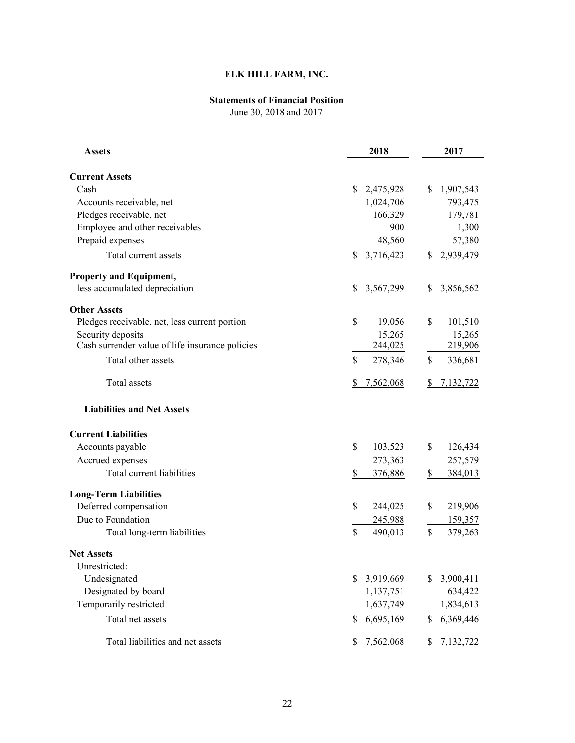# ELK HILL FARM, INC.

## Statements of Financial Position

June 30, 2018 and 2017

| **Assets** | **2018** | **2017** |
|---|---|---|
| **Current Assets** | | |
| Cash | $ 2,475,928 | $ 1,907,543 |
| Accounts receivable, net | 1,024,706 | 793,475 |
| Pledges receivable, net | 166,329 | 179,781 |
| Employee and other receivables | 900 | 1,300 |
| Prepaid expenses | 48,560 | 57,380 |
| Total current assets | $ 3,716,423 | $ 2,939,479 |
| **Property and Equipment,** | | |
| less accumulated depreciation | $ 3,567,299 | $ 3,856,562 |
| **Other Assets** | | |
| Pledges receivable, net, less current portion | $ 19,056 | $ 101,510 |
| Security deposits | 15,265 | 15,265 |
| Cash surrender value of life insurance policies | 244,025 | 219,906 |
| Total other assets | $ 278,346 | $ 336,681 |
| Total assets | $ 7,562,068 | $ 7,132,722 |
| **Liabilities and Net Assets** | | |
| **Current Liabilities** | | |
| Accounts payable | $ 103,523 | $ 126,434 |
| Accrued expenses | 273,363 | 257,579 |
| Total current liabilities | $ 376,886 | $ 384,013 |
| **Long-Term Liabilities** | | |
| Deferred compensation | $ 244,025 | $ 219,906 |
| Due to Foundation | 245,988 | 159,357 |
| Total long-term liabilities | $ 490,013 | $ 379,263 |
| **Net Assets** | | |
| Unrestricted: | | |
| Undesignated | $ 3,919,669 | $ 3,900,411 |
| Designated by board | 1,137,751 | 634,422 |
| Temporarily restricted | 1,637,749 | 1,834,613 |
| Total net assets | $ 6,695,169 | $ 6,369,446 |
| Total liabilities and net assets | $ 7,562,068 | $ 7,132,722 |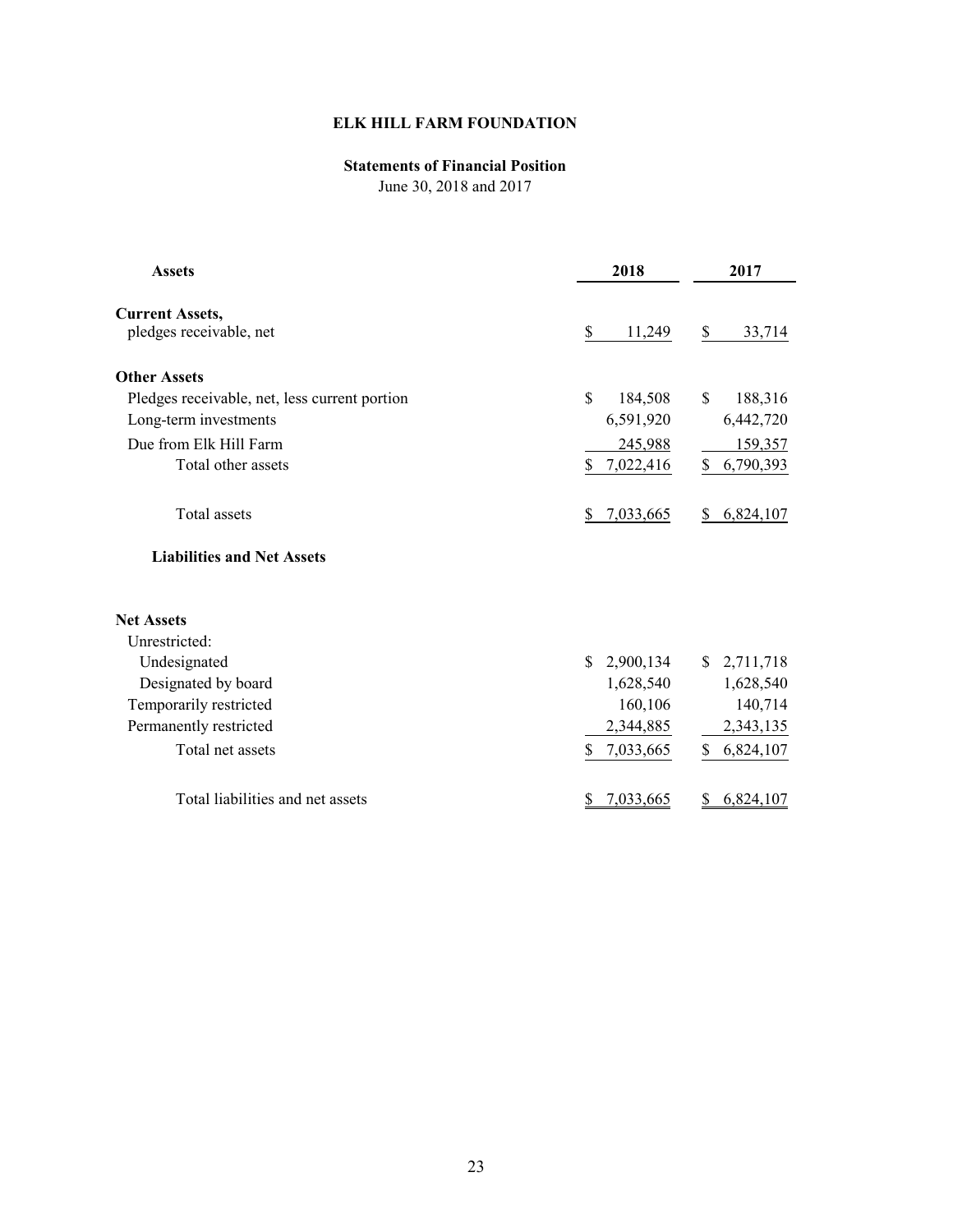# ELK HILL FARM FOUNDATION

## Statements of Financial Position

June 30, 2018 and 2017

| Assets | 2018 | 2017 |
|---|---|---|
| **Current Assets,** | | |
| pledges receivable, net | $ 11,249 | $ 33,714 |
| **Other Assets** | | |
| Pledges receivable, net, less current portion | $ 184,508 | $ 188,316 |
| Long-term investments | 6,591,920 | 6,442,720 |
| Due from Elk Hill Farm | 245,988 | 159,357 |
| Total other assets | $ 7,022,416 | $ 6,790,393 |
| Total assets | $ 7,033,665 | $ 6,824,107 |
| **Liabilities and Net Assets** | | |
| **Net Assets** | | |
| Unrestricted: | | |
| Undesignated | $ 2,900,134 | $ 2,711,718 |
| Designated by board | 1,628,540 | 1,628,540 |
| Temporarily restricted | 160,106 | 140,714 |
| Permanently restricted | 2,344,885 | 2,343,135 |
| Total net assets | $ 7,033,665 | $ 6,824,107 |
| Total liabilities and net assets | $ 7,033,665 | $ 6,824,107 |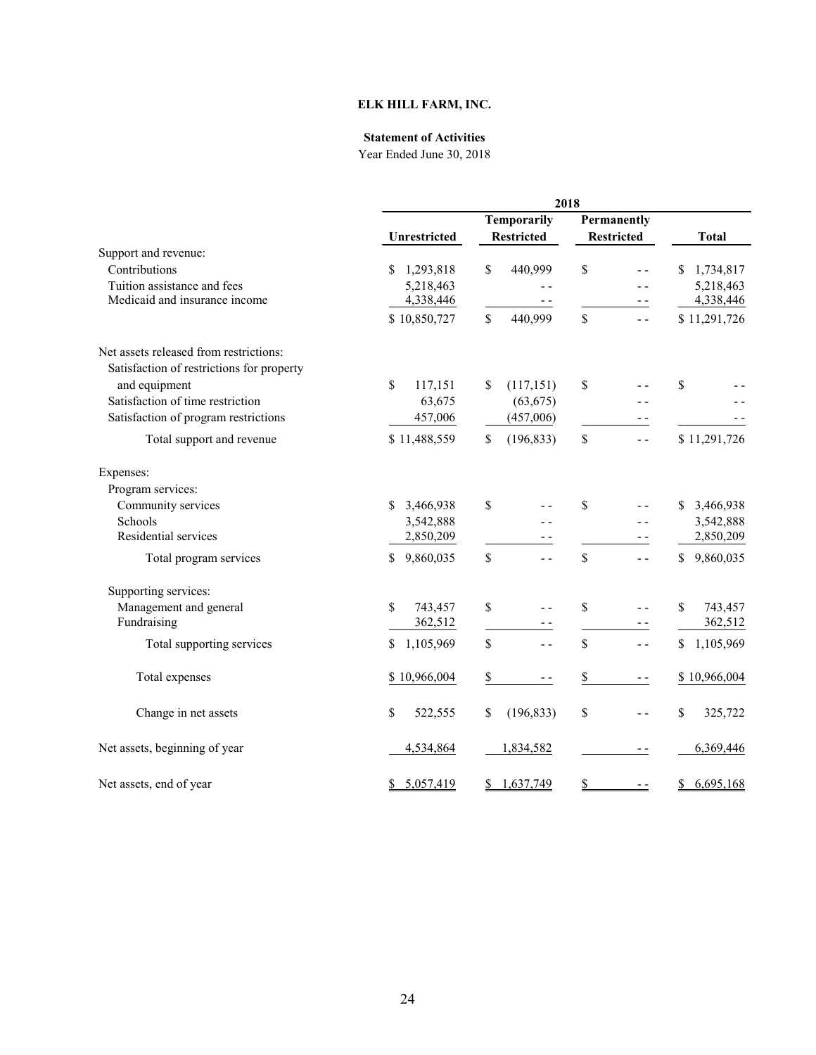# ELK HILL FARM, INC.

## Statement of Activities

Year Ended June 30, 2018

| | 2018 | | | |
|---|---|---|---|---|
| | Unrestricted | Temporarily Restricted | Permanently Restricted | Total |
| Support and revenue: | | | | |
| Contributions | $ 1,293,818 | $ 440,999 | $ - - | $ 1,734,817 |
| Tuition assistance and fees | 5,218,463 | - - | - - | 5,218,463 |
| Medicaid and insurance income | 4,338,446 | - - | - - | 4,338,446 |
| | $ 10,850,727 | $ 440,999 | $ - - | $ 11,291,726 |
| Net assets released from restrictions: | | | | |
| Satisfaction of restrictions for property and equipment | $ 117,151 | $ (117,151) | $ - - | $ - - |
| Satisfaction of time restriction | 63,675 | (63,675) | - - | - - |
| Satisfaction of program restrictions | 457,006 | (457,006) | - - | - - |
| Total support and revenue | $ 11,488,559 | $ (196,833) | $ - - | $ 11,291,726 |
| Expenses: | | | | |
| Program services: | | | | |
| Community services | $ 3,466,938 | $ - - | $ - - | $ 3,466,938 |
| Schools | 3,542,888 | - - | - - | 3,542,888 |
| Residential services | 2,850,209 | - - | - - | 2,850,209 |
| Total program services | $ 9,860,035 | $ - - | $ - - | $ 9,860,035 |
| Supporting services: | | | | |
| Management and general | $ 743,457 | $ - - | $ - - | $ 743,457 |
| Fundraising | 362,512 | - - | - - | 362,512 |
| Total supporting services | $ 1,105,969 | $ - - | $ - - | $ 1,105,969 |
| Total expenses | $ 10,966,004 | $ - - | $ - - | $ 10,966,004 |
| Change in net assets | $ 522,555 | $ (196,833) | $ - - | $ 325,722 |
| Net assets, beginning of year | 4,534,864 | 1,834,582 | - - | 6,369,446 |
| Net assets, end of year | $ 5,057,419 | $ 1,637,749 | $ - - | $ 6,695,168 |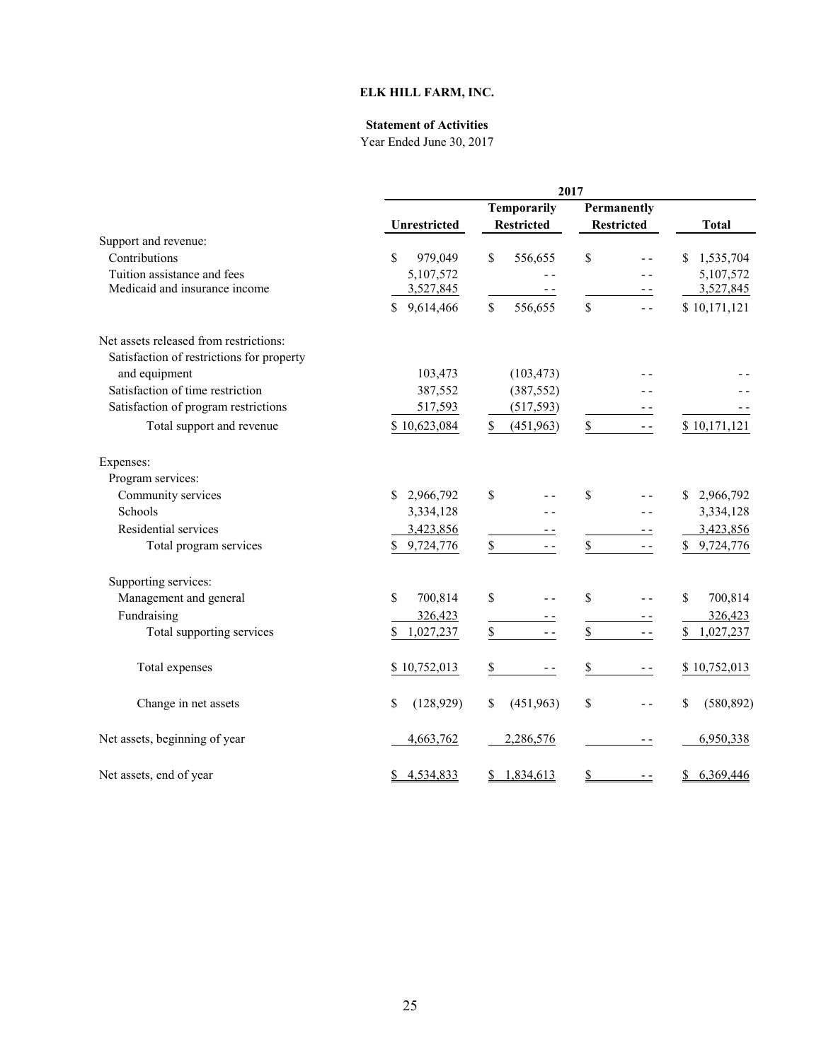**ELK HILL FARM, INC.**

**Statement of Activities**

Year Ended June 30, 2017

| | 2017 | | | |
|---|---|---|---|---|
| | **Unrestricted** | **Temporarily Restricted** | **Permanently Restricted** | **Total** |
| Support and revenue: | | | | |
| Contributions | $ 979,049 | $ 556,655 | $ - - | $ 1,535,704 |
| Tuition assistance and fees | 5,107,572 | - - | - - | 5,107,572 |
| Medicaid and insurance income | 3,527,845 | - - | - - | 3,527,845 |
| | $ 9,614,466 | $ 556,655 | $ - - | $ 10,171,121 |
| Net assets released from restrictions: | | | | |
| Satisfaction of restrictions for property and equipment | 103,473 | (103,473) | - - | - - |
| Satisfaction of time restriction | 387,552 | (387,552) | - - | - - |
| Satisfaction of program restrictions | 517,593 | (517,593) | - - | - - |
| Total support and revenue | $ 10,623,084 | $ (451,963) | $ - - | $ 10,171,121 |
| Expenses: | | | | |
| Program services: | | | | |
| Community services | $ 2,966,792 | $ - - | $ - - | $ 2,966,792 |
| Schools | 3,334,128 | - - | - - | 3,334,128 |
| Residential services | 3,423,856 | - - | - - | 3,423,856 |
| Total program services | $ 9,724,776 | $ - - | $ - - | $ 9,724,776 |
| Supporting services: | | | | |
| Management and general | $ 700,814 | $ - - | $ - - | $ 700,814 |
| Fundraising | 326,423 | - - | - - | 326,423 |
| Total supporting services | $ 1,027,237 | $ - - | $ - - | $ 1,027,237 |
| Total expenses | $ 10,752,013 | $ - - | $ - - | $ 10,752,013 |
| Change in net assets | $ (128,929) | $ (451,963) | $ - - | $ (580,892) |
| Net assets, beginning of year | 4,663,762 | 2,286,576 | - - | 6,950,338 |
| Net assets, end of year | $ 4,534,833 | $ 1,834,613 | $ - - | $ 6,369,446 |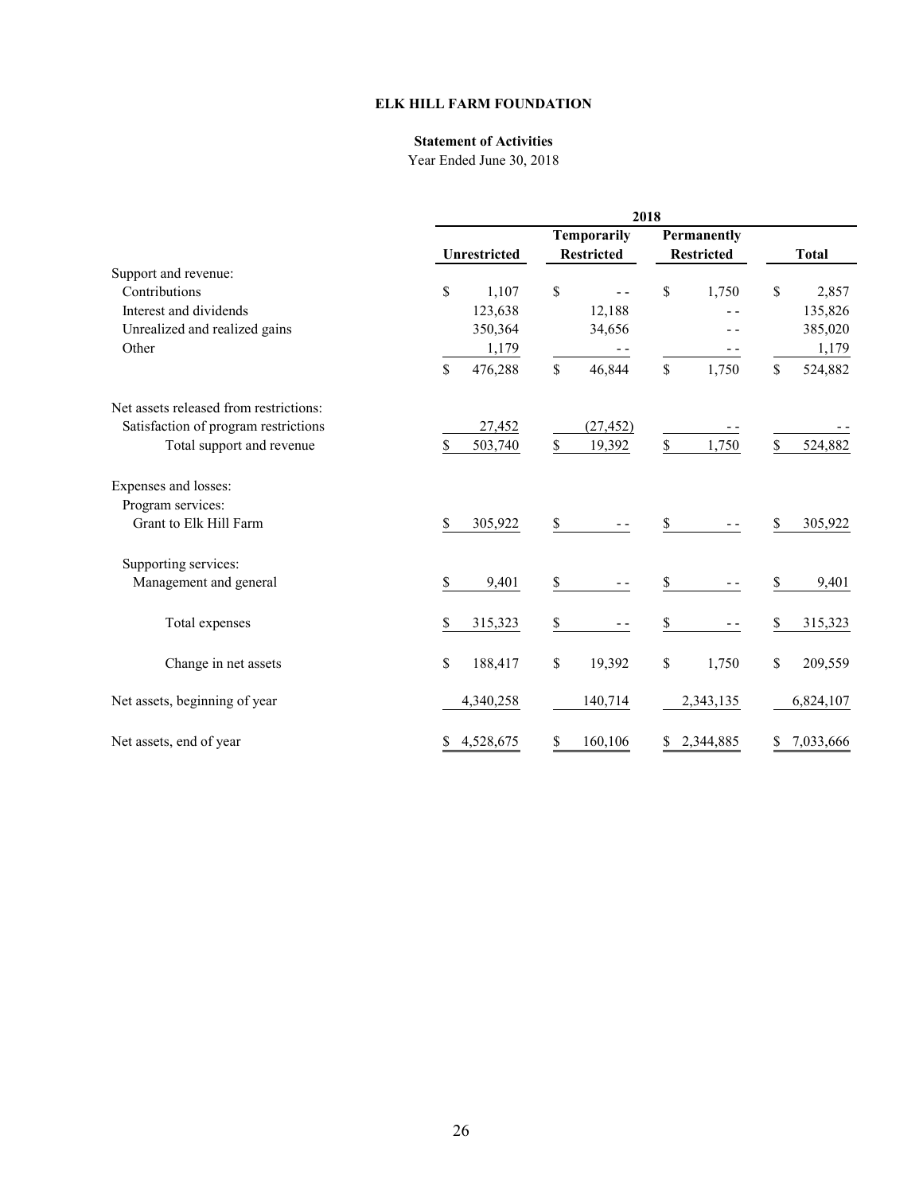**ELK HILL FARM FOUNDATION**

**Statement of Activities**

Year Ended June 30, 2018

| | 2018 | | | |
|---|---|---|---|---|
| | **Unrestricted** | **Temporarily Restricted** | **Permanently Restricted** | **Total** |
| Support and revenue: | | | | |
| Contributions | $ 1,107 | $ - - | $ 1,750 | $ 2,857 |
| Interest and dividends | 123,638 | 12,188 | - - | 135,826 |
| Unrealized and realized gains | 350,364 | 34,656 | - - | 385,020 |
| Other | 1,179 | - - | - - | 1,179 |
| | $ 476,288 | $ 46,844 | $ 1,750 | $ 524,882 |
| Net assets released from restrictions: | | | | |
| Satisfaction of program restrictions | 27,452 | (27,452) | - - | - - |
| Total support and revenue | $ 503,740 | $ 19,392 | $ 1,750 | $ 524,882 |
| Expenses and losses: | | | | |
| Program services: | | | | |
| Grant to Elk Hill Farm | $ 305,922 | $ - - | $ - - | $ 305,922 |
| Supporting services: | | | | |
| Management and general | $ 9,401 | $ - - | $ - - | $ 9,401 |
| Total expenses | $ 315,323 | $ - - | $ - - | $ 315,323 |
| Change in net assets | $ 188,417 | $ 19,392 | $ 1,750 | $ 209,559 |
| Net assets, beginning of year | 4,340,258 | 140,714 | 2,343,135 | 6,824,107 |
| Net assets, end of year | $ 4,528,675 | $ 160,106 | $ 2,344,885 | $ 7,033,666 |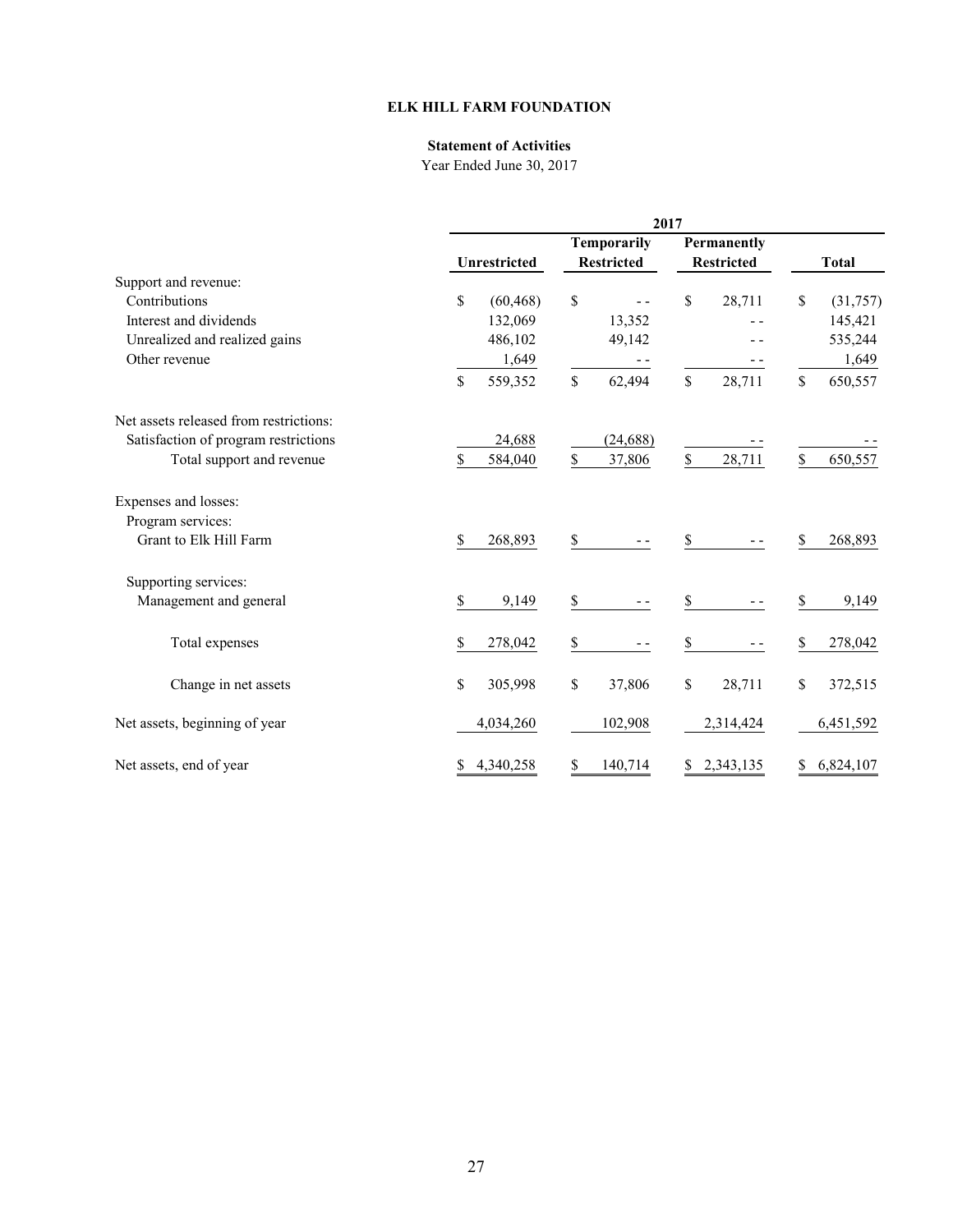**ELK HILL FARM FOUNDATION**

**Statement of Activities**

Year Ended June 30, 2017

| | 2017 | | | |
|---|---|---|---|---|
| | **Unrestricted** | **Temporarily Restricted** | **Permanently Restricted** | **Total** |
| Support and revenue: | | | | |
| Contributions | $ (60,468) | $ - - | $ 28,711 | $ (31,757) |
| Interest and dividends | 132,069 | 13,352 | - - | 145,421 |
| Unrealized and realized gains | 486,102 | 49,142 | - - | 535,244 |
| Other revenue | 1,649 | - - | - - | 1,649 |
| | $ 559,352 | $ 62,494 | $ 28,711 | $ 650,557 |
| Net assets released from restrictions: | | | | |
| Satisfaction of program restrictions | 24,688 | (24,688) | - - | - - |
| Total support and revenue | $ 584,040 | $ 37,806 | $ 28,711 | $ 650,557 |
| Expenses and losses: | | | | |
| Program services: | | | | |
| Grant to Elk Hill Farm | $ 268,893 | $ - - | $ - - | $ 268,893 |
| Supporting services: | | | | |
| Management and general | $ 9,149 | $ - - | $ - - | $ 9,149 |
| Total expenses | $ 278,042 | $ - - | $ - - | $ 278,042 |
| Change in net assets | $ 305,998 | $ 37,806 | $ 28,711 | $ 372,515 |
| Net assets, beginning of year | 4,034,260 | 102,908 | 2,314,424 | 6,451,592 |
| Net assets, end of year | $ 4,340,258 | $ 140,714 | $ 2,343,135 | $ 6,824,107 |